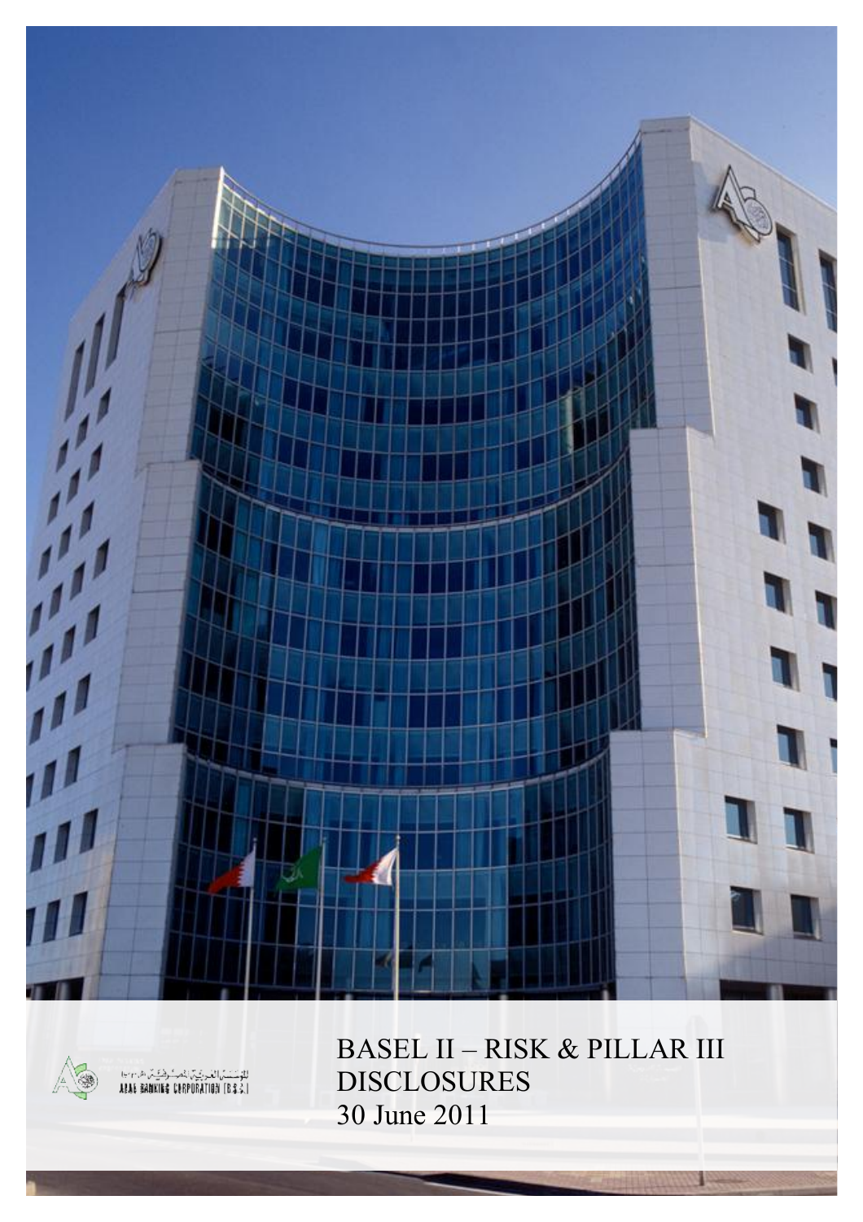المؤسسة العربية المصرفية (ش.م.ب)
ARAB BANKING CORPORATION (B.S.C)

# BASEL II – RISK & PILLAR III DISCLOSURES

30 June 2011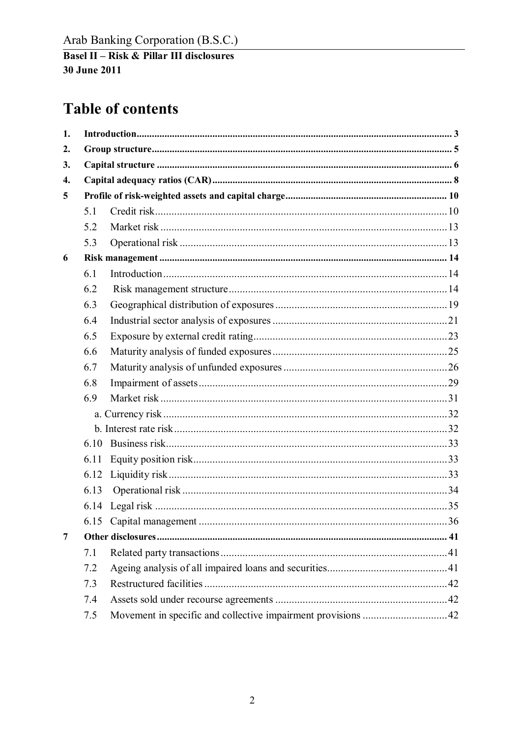# Table of contents

| | | |
|---|---|---|
| **1.** | **Introduction** | **3** |
| **2.** | **Group structure** | **5** |
| **3.** | **Capital structure** | **6** |
| **4.** | **Capital adequacy ratios (CAR)** | **8** |
| **5** | **Profile of risk-weighted assets and capital charge** | **10** |
| 5.1 | Credit risk | 10 |
| 5.2 | Market risk | 13 |
| 5.3 | Operational risk | 13 |
| **6** | **Risk management** | **14** |
| 6.1 | Introduction | 14 |
| 6.2 | Risk management structure | 14 |
| 6.3 | Geographical distribution of exposures | 19 |
| 6.4 | Industrial sector analysis of exposures | 21 |
| 6.5 | Exposure by external credit rating | 23 |
| 6.6 | Maturity analysis of funded exposures | 25 |
| 6.7 | Maturity analysis of unfunded exposures | 26 |
| 6.8 | Impairment of assets | 29 |
| 6.9 | Market risk | 31 |
| | a. Currency risk | 32 |
| | b. Interest rate risk | 32 |
| 6.10 | Business risk | 33 |
| 6.11 | Equity position risk | 33 |
| 6.12 | Liquidity risk | 33 |
| 6.13 | Operational risk | 34 |
| 6.14 | Legal risk | 35 |
| 6.15 | Capital management | 36 |
| **7** | **Other disclosures** | **41** |
| 7.1 | Related party transactions | 41 |
| 7.2 | Ageing analysis of all impaired loans and securities | 41 |
| 7.3 | Restructured facilities | 42 |
| 7.4 | Assets sold under recourse agreements | 42 |
| 7.5 | Movement in specific and collective impairment provisions | 42 |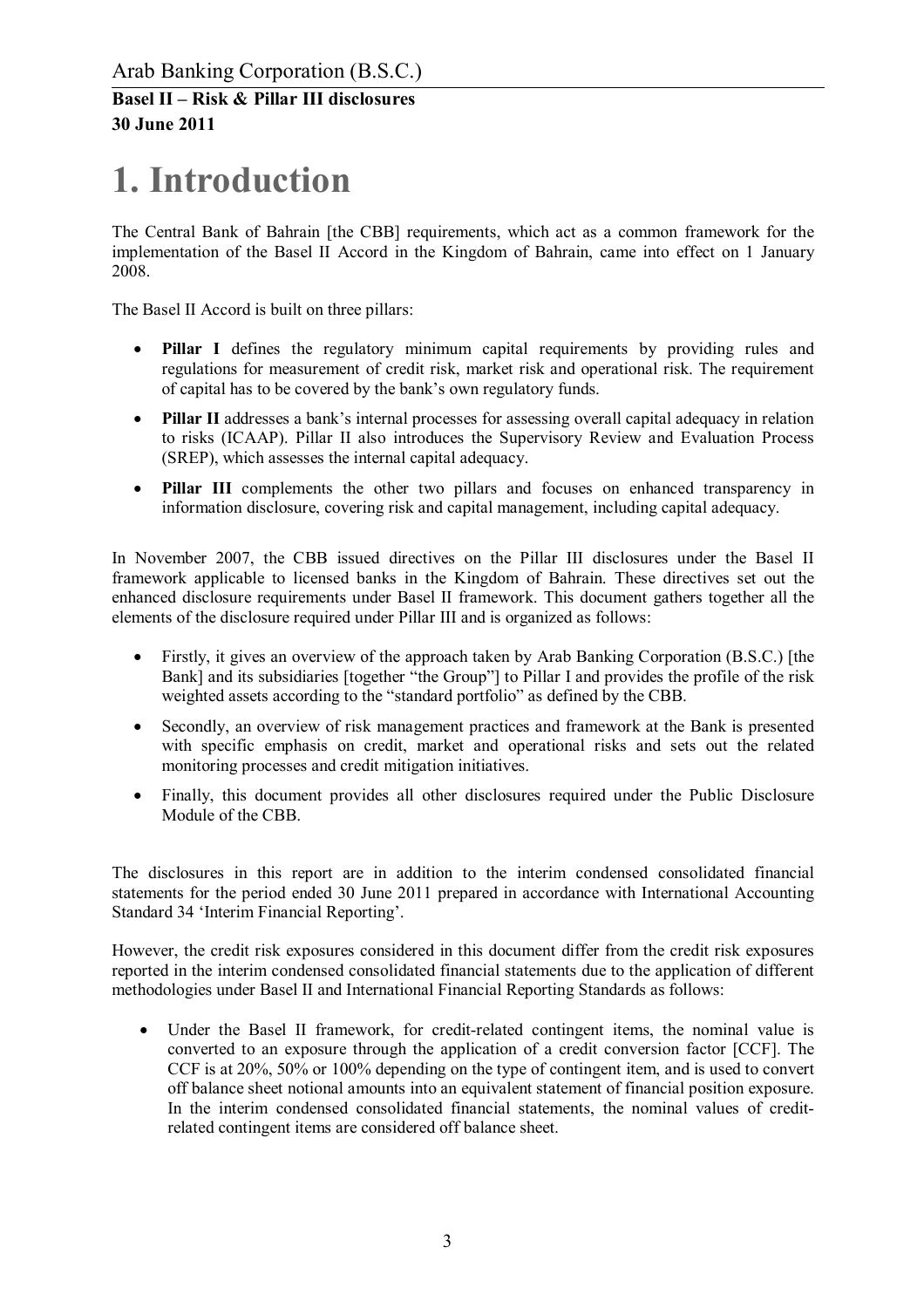# 1. Introduction

The Central Bank of Bahrain [the CBB] requirements, which act as a common framework for the implementation of the Basel II Accord in the Kingdom of Bahrain, came into effect on 1 January 2008.

The Basel II Accord is built on three pillars:

- **Pillar I** defines the regulatory minimum capital requirements by providing rules and regulations for measurement of credit risk, market risk and operational risk. The requirement of capital has to be covered by the bank's own regulatory funds.
- **Pillar II** addresses a bank's internal processes for assessing overall capital adequacy in relation to risks (ICAAP). Pillar II also introduces the Supervisory Review and Evaluation Process (SREP), which assesses the internal capital adequacy.
- **Pillar III** complements the other two pillars and focuses on enhanced transparency in information disclosure, covering risk and capital management, including capital adequacy.

In November 2007, the CBB issued directives on the Pillar III disclosures under the Basel II framework applicable to licensed banks in the Kingdom of Bahrain. These directives set out the enhanced disclosure requirements under Basel II framework. This document gathers together all the elements of the disclosure required under Pillar III and is organized as follows:

- Firstly, it gives an overview of the approach taken by Arab Banking Corporation (B.S.C.) [the Bank] and its subsidiaries [together "the Group"] to Pillar I and provides the profile of the risk weighted assets according to the "standard portfolio" as defined by the CBB.
- Secondly, an overview of risk management practices and framework at the Bank is presented with specific emphasis on credit, market and operational risks and sets out the related monitoring processes and credit mitigation initiatives.
- Finally, this document provides all other disclosures required under the Public Disclosure Module of the CBB.

The disclosures in this report are in addition to the interim condensed consolidated financial statements for the period ended 30 June 2011 prepared in accordance with International Accounting Standard 34 'Interim Financial Reporting'.

However, the credit risk exposures considered in this document differ from the credit risk exposures reported in the interim condensed consolidated financial statements due to the application of different methodologies under Basel II and International Financial Reporting Standards as follows:

- Under the Basel II framework, for credit-related contingent items, the nominal value is converted to an exposure through the application of a credit conversion factor [CCF]. The CCF is at 20%, 50% or 100% depending on the type of contingent item, and is used to convert off balance sheet notional amounts into an equivalent statement of financial position exposure. In the interim condensed consolidated financial statements, the nominal values of credit-related contingent items are considered off balance sheet.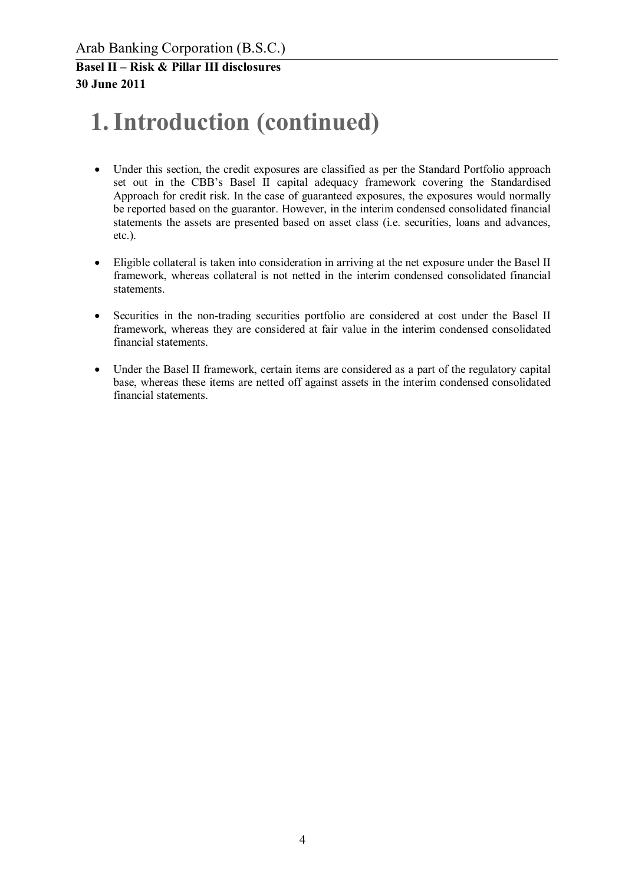# 1. Introduction (continued)

- Under this section, the credit exposures are classified as per the Standard Portfolio approach set out in the CBB's Basel II capital adequacy framework covering the Standardised Approach for credit risk. In the case of guaranteed exposures, the exposures would normally be reported based on the guarantor. However, in the interim condensed consolidated financial statements the assets are presented based on asset class (i.e. securities, loans and advances, etc.).

- Eligible collateral is taken into consideration in arriving at the net exposure under the Basel II framework, whereas collateral is not netted in the interim condensed consolidated financial statements.

- Securities in the non-trading securities portfolio are considered at cost under the Basel II framework, whereas they are considered at fair value in the interim condensed consolidated financial statements.

- Under the Basel II framework, certain items are considered as a part of the regulatory capital base, whereas these items are netted off against assets in the interim condensed consolidated financial statements.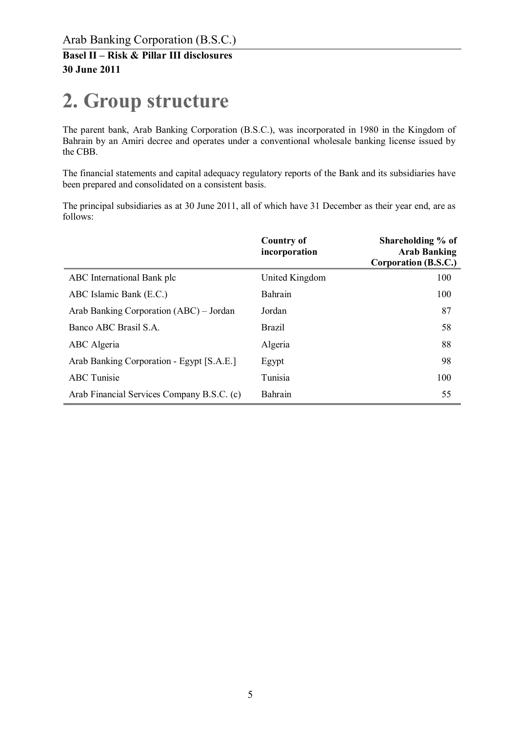# 2. Group structure

The parent bank, Arab Banking Corporation (B.S.C.), was incorporated in 1980 in the Kingdom of Bahrain by an Amiri decree and operates under a conventional wholesale banking license issued by the CBB.

The financial statements and capital adequacy regulatory reports of the Bank and its subsidiaries have been prepared and consolidated on a consistent basis.

The principal subsidiaries as at 30 June 2011, all of which have 31 December as their year end, are as follows:

| | **Country of incorporation** | **Shareholding % of Arab Banking Corporation (B.S.C.)** |
|---|---|---|
| ABC International Bank plc | United Kingdom | 100 |
| ABC Islamic Bank (E.C.) | Bahrain | 100 |
| Arab Banking Corporation (ABC) – Jordan | Jordan | 87 |
| Banco ABC Brasil S.A. | Brazil | 58 |
| ABC Algeria | Algeria | 88 |
| Arab Banking Corporation - Egypt [S.A.E.] | Egypt | 98 |
| ABC Tunisie | Tunisia | 100 |
| Arab Financial Services Company B.S.C. (c) | Bahrain | 55 |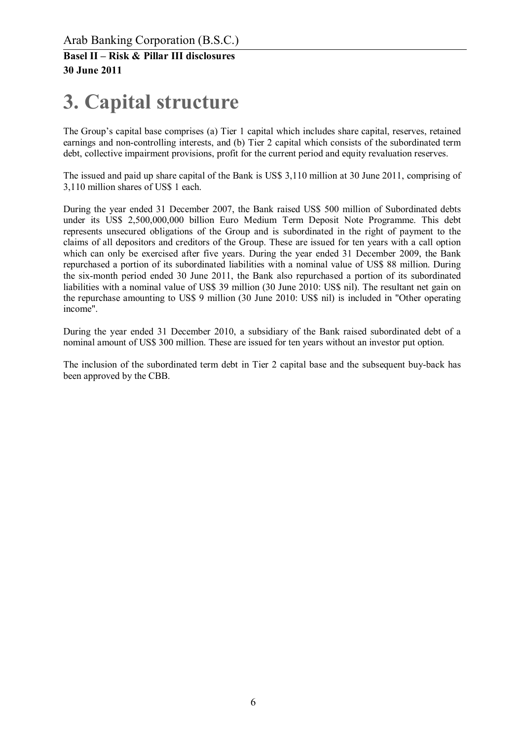# 3. Capital structure

The Group's capital base comprises (a) Tier 1 capital which includes share capital, reserves, retained earnings and non-controlling interests, and (b) Tier 2 capital which consists of the subordinated term debt, collective impairment provisions, profit for the current period and equity revaluation reserves.

The issued and paid up share capital of the Bank is US$ 3,110 million at 30 June 2011, comprising of 3,110 million shares of US$ 1 each.

During the year ended 31 December 2007, the Bank raised US$ 500 million of Subordinated debts under its US$ 2,500,000,000 billion Euro Medium Term Deposit Note Programme. This debt represents unsecured obligations of the Group and is subordinated in the right of payment to the claims of all depositors and creditors of the Group. These are issued for ten years with a call option which can only be exercised after five years. During the year ended 31 December 2009, the Bank repurchased a portion of its subordinated liabilities with a nominal value of US$ 88 million. During the six-month period ended 30 June 2011, the Bank also repurchased a portion of its subordinated liabilities with a nominal value of US$ 39 million (30 June 2010: US$ nil). The resultant net gain on the repurchase amounting to US$ 9 million (30 June 2010: US$ nil) is included in "Other operating income".

During the year ended 31 December 2010, a subsidiary of the Bank raised subordinated debt of a nominal amount of US$ 300 million. These are issued for ten years without an investor put option.

The inclusion of the subordinated term debt in Tier 2 capital base and the subsequent buy-back has been approved by the CBB.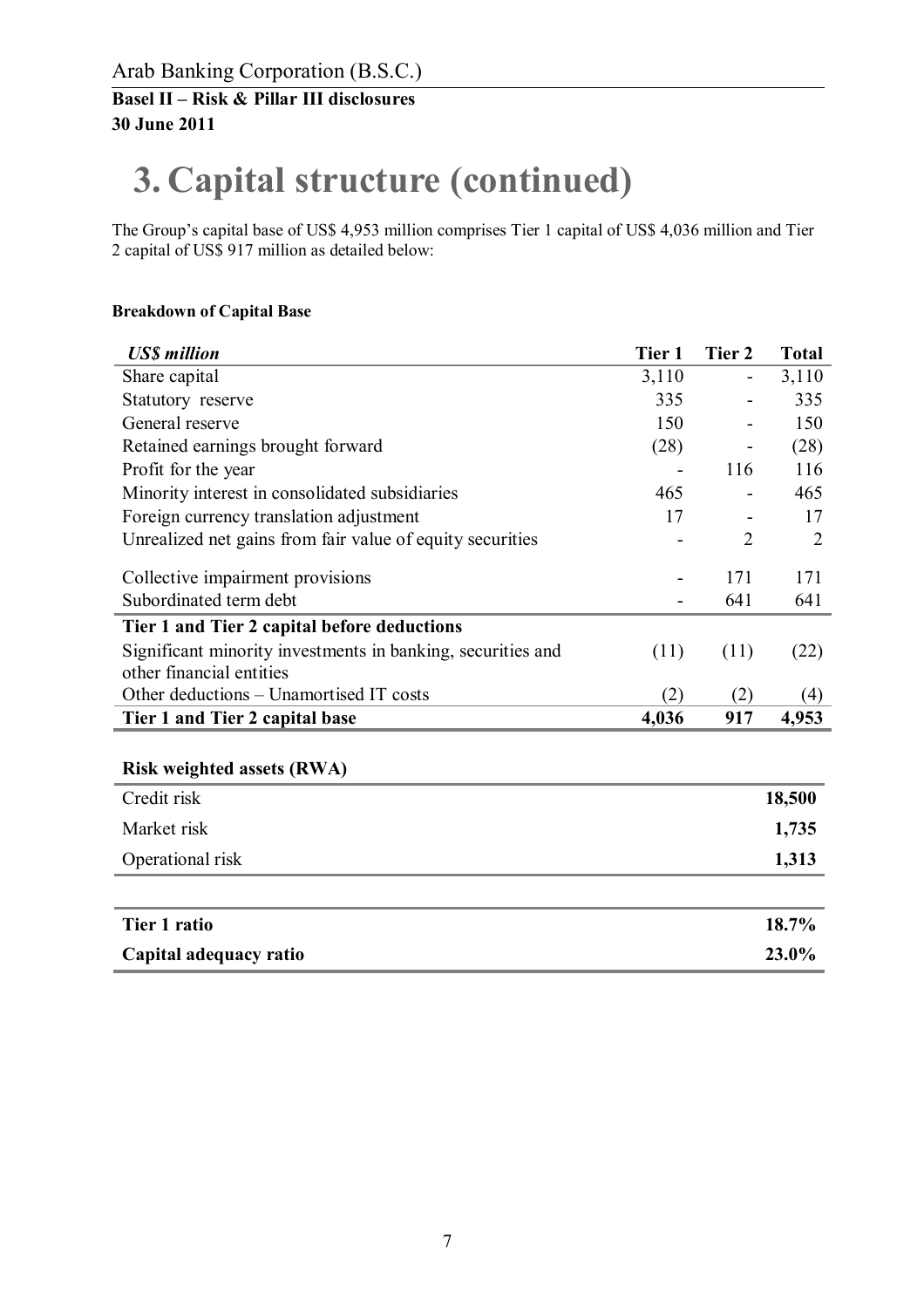# 3. Capital structure (continued)

The Group's capital base of US$ 4,953 million comprises Tier 1 capital of US$ 4,036 million and Tier 2 capital of US$ 917 million as detailed below:

**Breakdown of Capital Base**

| *US$ million* | Tier 1 | Tier 2 | Total |
|---|---|---|---|
| Share capital | 3,110 | - | 3,110 |
| Statutory reserve | 335 | - | 335 |
| General reserve | 150 | - | 150 |
| Retained earnings brought forward | (28) | - | (28) |
| Profit for the year | - | 116 | 116 |
| Minority interest in consolidated subsidiaries | 465 | - | 465 |
| Foreign currency translation adjustment | 17 | - | 17 |
| Unrealized net gains from fair value of equity securities | - | 2 | 2 |
| Collective impairment provisions | - | 171 | 171 |
| Subordinated term debt | - | 641 | 641 |
| **Tier 1 and Tier 2 capital before deductions** | | | |
| Significant minority investments in banking, securities and other financial entities | (11) | (11) | (22) |
| Other deductions – Unamortised IT costs | (2) | (2) | (4) |
| **Tier 1 and Tier 2 capital base** | **4,036** | **917** | **4,953** |

**Risk weighted assets (RWA)**

| | |
|---|---|
| Credit risk | **18,500** |
| Market risk | **1,735** |
| Operational risk | **1,313** |

| | |
|---|---|
| **Tier 1 ratio** | **18.7%** |
| **Capital adequacy ratio** | **23.0%** |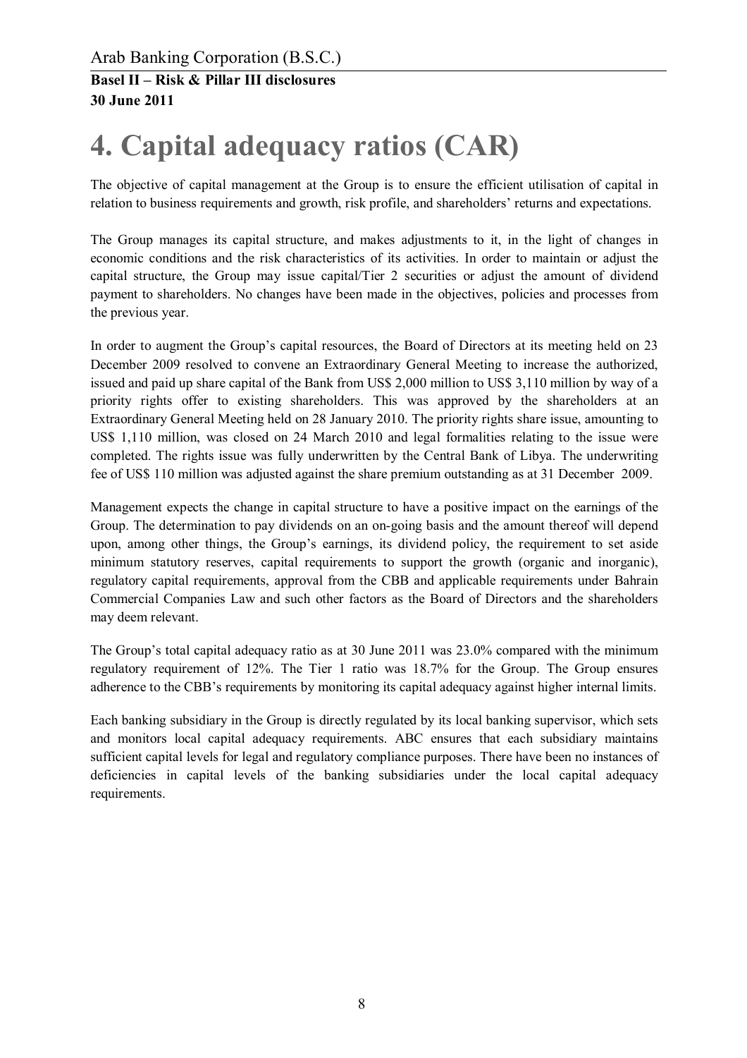# 4. Capital adequacy ratios (CAR)

The objective of capital management at the Group is to ensure the efficient utilisation of capital in relation to business requirements and growth, risk profile, and shareholders' returns and expectations.

The Group manages its capital structure, and makes adjustments to it, in the light of changes in economic conditions and the risk characteristics of its activities. In order to maintain or adjust the capital structure, the Group may issue capital/Tier 2 securities or adjust the amount of dividend payment to shareholders. No changes have been made in the objectives, policies and processes from the previous year.

In order to augment the Group's capital resources, the Board of Directors at its meeting held on 23 December 2009 resolved to convene an Extraordinary General Meeting to increase the authorized, issued and paid up share capital of the Bank from US$ 2,000 million to US$ 3,110 million by way of a priority rights offer to existing shareholders. This was approved by the shareholders at an Extraordinary General Meeting held on 28 January 2010. The priority rights share issue, amounting to US$ 1,110 million, was closed on 24 March 2010 and legal formalities relating to the issue were completed. The rights issue was fully underwritten by the Central Bank of Libya. The underwriting fee of US$ 110 million was adjusted against the share premium outstanding as at 31 December 2009.

Management expects the change in capital structure to have a positive impact on the earnings of the Group. The determination to pay dividends on an on-going basis and the amount thereof will depend upon, among other things, the Group's earnings, its dividend policy, the requirement to set aside minimum statutory reserves, capital requirements to support the growth (organic and inorganic), regulatory capital requirements, approval from the CBB and applicable requirements under Bahrain Commercial Companies Law and such other factors as the Board of Directors and the shareholders may deem relevant.

The Group's total capital adequacy ratio as at 30 June 2011 was 23.0% compared with the minimum regulatory requirement of 12%. The Tier 1 ratio was 18.7% for the Group. The Group ensures adherence to the CBB's requirements by monitoring its capital adequacy against higher internal limits.

Each banking subsidiary in the Group is directly regulated by its local banking supervisor, which sets and monitors local capital adequacy requirements. ABC ensures that each subsidiary maintains sufficient capital levels for legal and regulatory compliance purposes. There have been no instances of deficiencies in capital levels of the banking subsidiaries under the local capital adequacy requirements.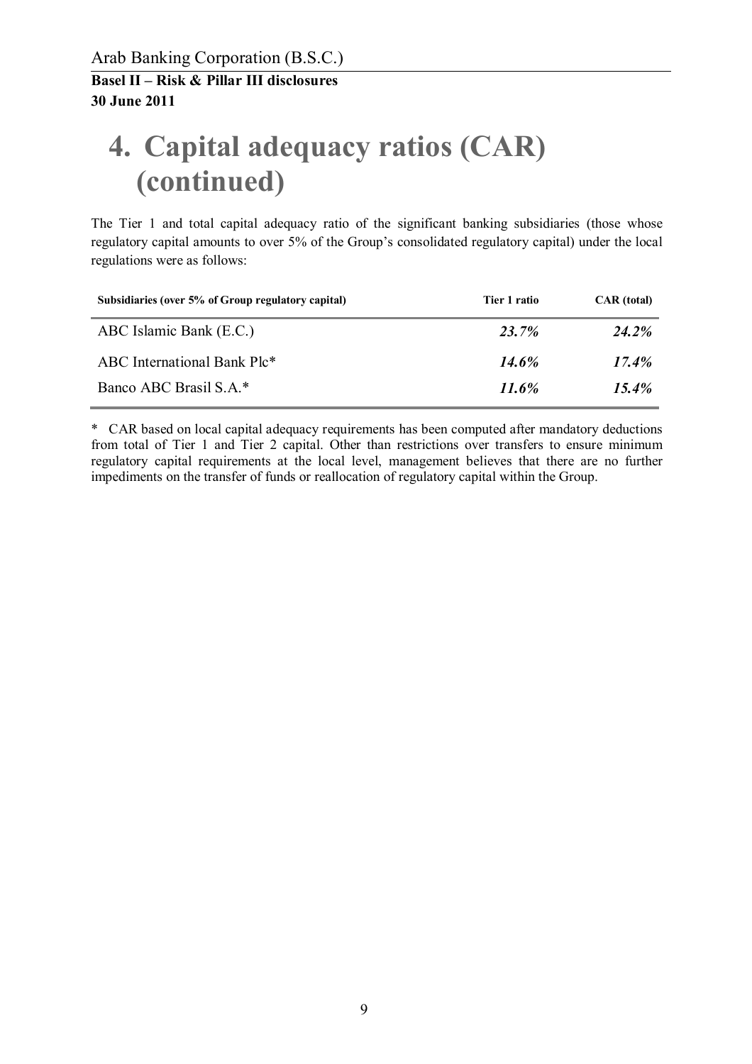# 4. Capital adequacy ratios (CAR) (continued)

The Tier 1 and total capital adequacy ratio of the significant banking subsidiaries (those whose regulatory capital amounts to over 5% of the Group's consolidated regulatory capital) under the local regulations were as follows:

| Subsidiaries (over 5% of Group regulatory capital) | Tier 1 ratio | CAR (total) |
|---|---|---|
| ABC Islamic Bank (E.C.) | ***23.7%*** | ***24.2%*** |
| ABC International Bank Plc* | ***14.6%*** | ***17.4%*** |
| Banco ABC Brasil S.A.* | ***11.6%*** | ***15.4%*** |

\* CAR based on local capital adequacy requirements has been computed after mandatory deductions from total of Tier 1 and Tier 2 capital. Other than restrictions over transfers to ensure minimum regulatory capital requirements at the local level, management believes that there are no further impediments on the transfer of funds or reallocation of regulatory capital within the Group.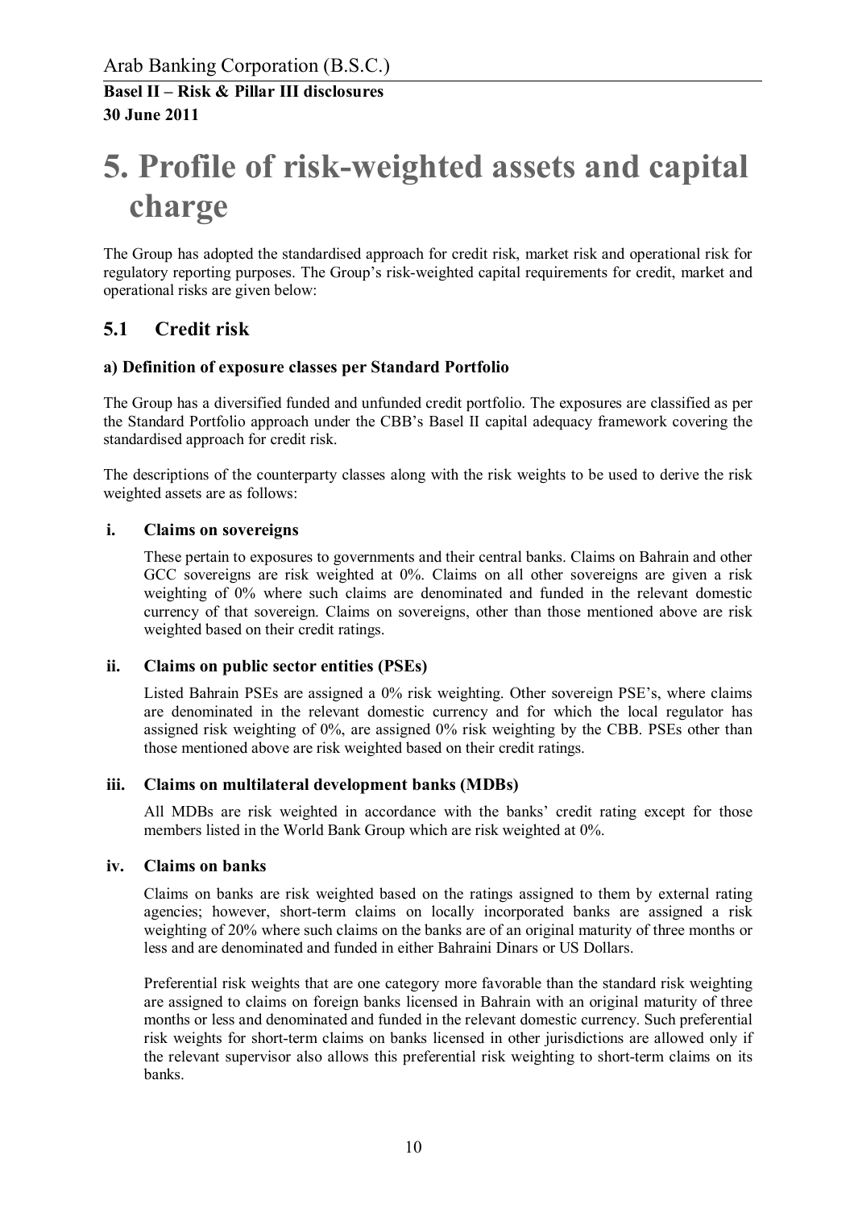# 5. Profile of risk-weighted assets and capital charge

The Group has adopted the standardised approach for credit risk, market risk and operational risk for regulatory reporting purposes. The Group's risk-weighted capital requirements for credit, market and operational risks are given below:

## 5.1 Credit risk

### a) Definition of exposure classes per Standard Portfolio

The Group has a diversified funded and unfunded credit portfolio. The exposures are classified as per the Standard Portfolio approach under the CBB's Basel II capital adequacy framework covering the standardised approach for credit risk.

The descriptions of the counterparty classes along with the risk weights to be used to derive the risk weighted assets are as follows:

#### i. Claims on sovereigns

These pertain to exposures to governments and their central banks. Claims on Bahrain and other GCC sovereigns are risk weighted at 0%. Claims on all other sovereigns are given a risk weighting of 0% where such claims are denominated and funded in the relevant domestic currency of that sovereign. Claims on sovereigns, other than those mentioned above are risk weighted based on their credit ratings.

#### ii. Claims on public sector entities (PSEs)

Listed Bahrain PSEs are assigned a 0% risk weighting. Other sovereign PSE's, where claims are denominated in the relevant domestic currency and for which the local regulator has assigned risk weighting of 0%, are assigned 0% risk weighting by the CBB. PSEs other than those mentioned above are risk weighted based on their credit ratings.

#### iii. Claims on multilateral development banks (MDBs)

All MDBs are risk weighted in accordance with the banks' credit rating except for those members listed in the World Bank Group which are risk weighted at 0%.

#### iv. Claims on banks

Claims on banks are risk weighted based on the ratings assigned to them by external rating agencies; however, short-term claims on locally incorporated banks are assigned a risk weighting of 20% where such claims on the banks are of an original maturity of three months or less and are denominated and funded in either Bahraini Dinars or US Dollars.

Preferential risk weights that are one category more favorable than the standard risk weighting are assigned to claims on foreign banks licensed in Bahrain with an original maturity of three months or less and denominated and funded in the relevant domestic currency. Such preferential risk weights for short-term claims on banks licensed in other jurisdictions are allowed only if the relevant supervisor also allows this preferential risk weighting to short-term claims on its banks.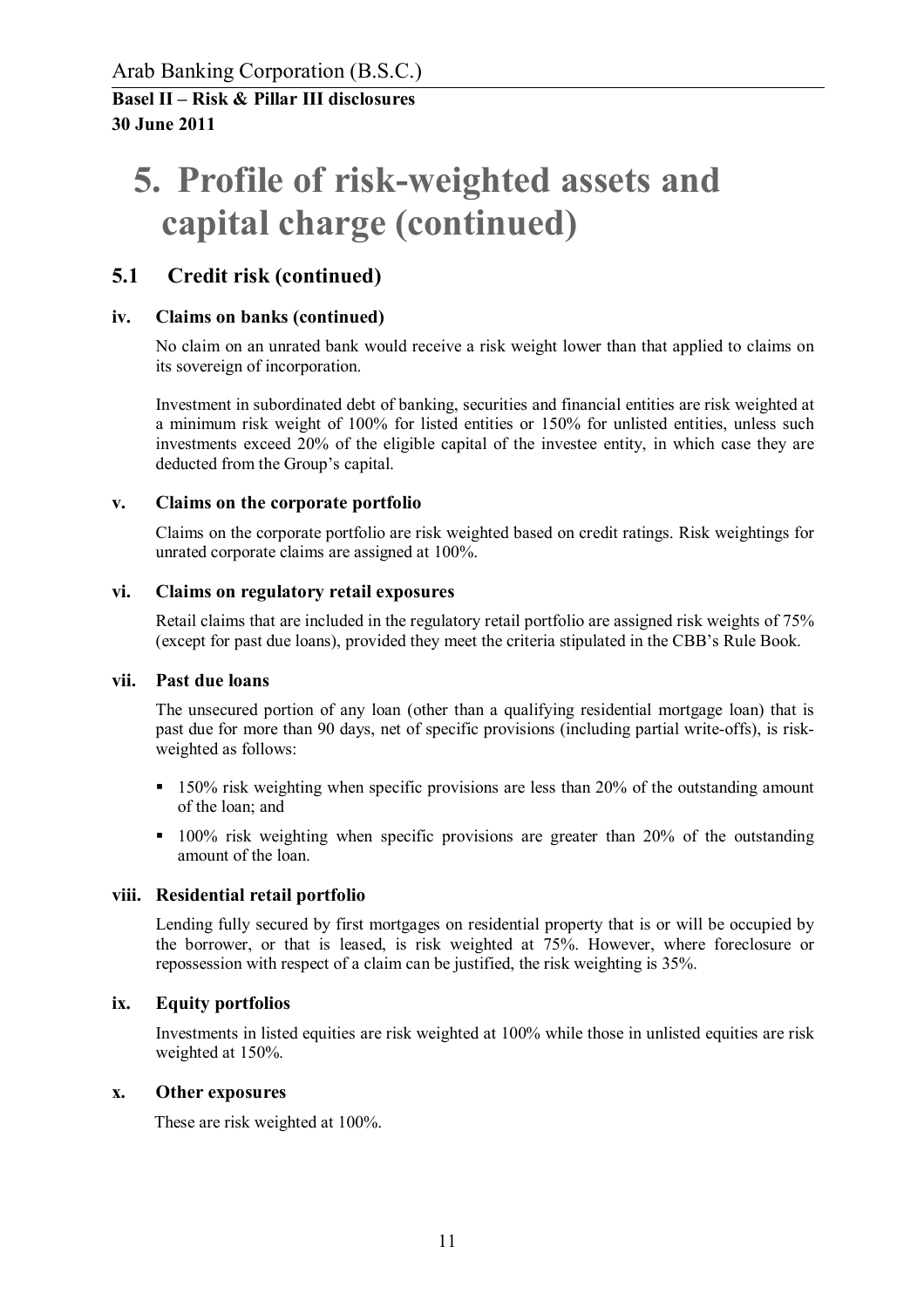# 5. Profile of risk-weighted assets and capital charge (continued)

## 5.1 Credit risk (continued)

### iv. Claims on banks (continued)

No claim on an unrated bank would receive a risk weight lower than that applied to claims on its sovereign of incorporation.

Investment in subordinated debt of banking, securities and financial entities are risk weighted at a minimum risk weight of 100% for listed entities or 150% for unlisted entities, unless such investments exceed 20% of the eligible capital of the investee entity, in which case they are deducted from the Group's capital.

### v. Claims on the corporate portfolio

Claims on the corporate portfolio are risk weighted based on credit ratings. Risk weightings for unrated corporate claims are assigned at 100%.

### vi. Claims on regulatory retail exposures

Retail claims that are included in the regulatory retail portfolio are assigned risk weights of 75% (except for past due loans), provided they meet the criteria stipulated in the CBB's Rule Book.

### vii. Past due loans

The unsecured portion of any loan (other than a qualifying residential mortgage loan) that is past due for more than 90 days, net of specific provisions (including partial write-offs), is risk-weighted as follows:

- 150% risk weighting when specific provisions are less than 20% of the outstanding amount of the loan; and
- 100% risk weighting when specific provisions are greater than 20% of the outstanding amount of the loan.

### viii. Residential retail portfolio

Lending fully secured by first mortgages on residential property that is or will be occupied by the borrower, or that is leased, is risk weighted at 75%. However, where foreclosure or repossession with respect of a claim can be justified, the risk weighting is 35%.

### ix. Equity portfolios

Investments in listed equities are risk weighted at 100% while those in unlisted equities are risk weighted at 150%.

### x. Other exposures

These are risk weighted at 100%.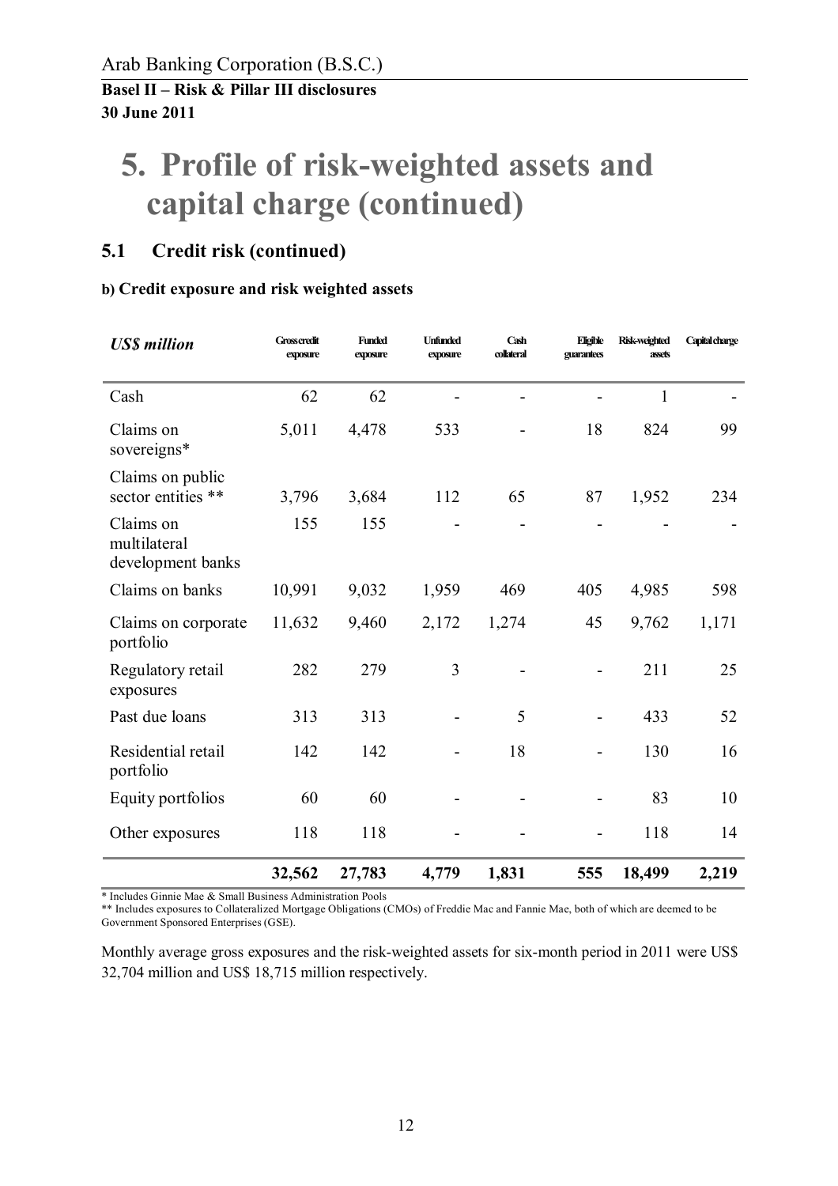Arab Banking Corporation (B.S.C.)

**Basel II – Risk & Pillar III disclosures**
**30 June 2011**

# 5. Profile of risk-weighted assets and capital charge (continued)

## 5.1 Credit risk (continued)

### b) Credit exposure and risk weighted assets

| *US$ million* | Gross credit exposure | Funded exposure | Unfunded exposure | Cash collateral | Eligible guarantees | Risk-weighted assets | Capital charge |
|---|---|---|---|---|---|---|---|
| Cash | 62 | 62 | - | - | - | 1 | - |
| Claims on sovereigns* | 5,011 | 4,478 | 533 | - | 18 | 824 | 99 |
| Claims on public sector entities ** | 3,796 | 3,684 | 112 | 65 | 87 | 1,952 | 234 |
| Claims on multilateral development banks | 155 | 155 | - | - | - | - | - |
| Claims on banks | 10,991 | 9,032 | 1,959 | 469 | 405 | 4,985 | 598 |
| Claims on corporate portfolio | 11,632 | 9,460 | 2,172 | 1,274 | 45 | 9,762 | 1,171 |
| Regulatory retail exposures | 282 | 279 | 3 | - | - | 211 | 25 |
| Past due loans | 313 | 313 | - | 5 | - | 433 | 52 |
| Residential retail portfolio | 142 | 142 | - | 18 | - | 130 | 16 |
| Equity portfolios | 60 | 60 | - | - | - | 83 | 10 |
| Other exposures | 118 | 118 | - | - | - | 118 | 14 |
| | **32,562** | **27,783** | **4,779** | **1,831** | **555** | **18,499** | **2,219** |

\* Includes Ginnie Mae & Small Business Administration Pools

** Includes exposures to Collateralized Mortgage Obligations (CMOs) of Freddie Mac and Fannie Mae, both of which are deemed to be Government Sponsored Enterprises (GSE).

Monthly average gross exposures and the risk-weighted assets for six-month period in 2011 were US$ 32,704 million and US$ 18,715 million respectively.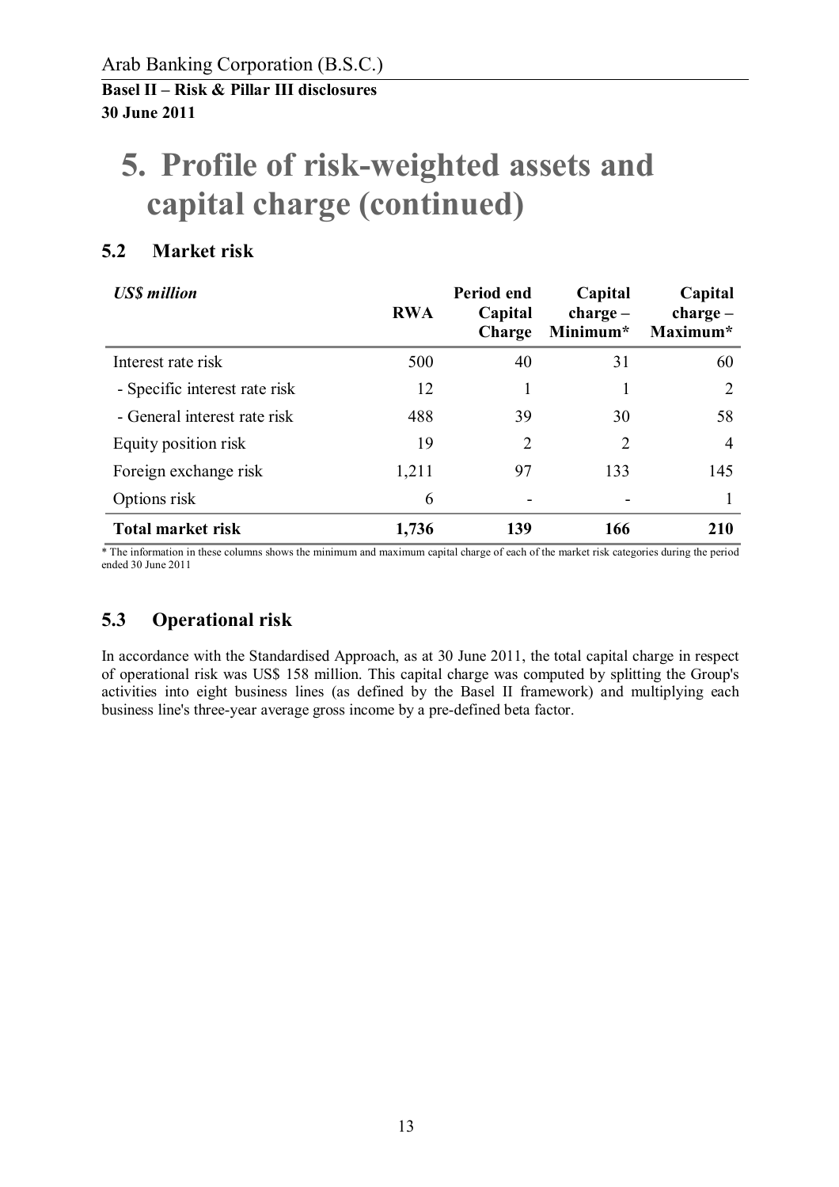# 5. Profile of risk-weighted assets and capital charge (continued)

## 5.2 Market risk

| *US$ million* | RWA | Period end Capital Charge | Capital charge – Minimum* | Capital charge – Maximum* |
|---|---|---|---|---|
| Interest rate risk | 500 | 40 | 31 | 60 |
| - Specific interest rate risk | 12 | 1 | 1 | 2 |
| - General interest rate risk | 488 | 39 | 30 | 58 |
| Equity position risk | 19 | 2 | 2 | 4 |
| Foreign exchange risk | 1,211 | 97 | 133 | 145 |
| Options risk | 6 | - | - | 1 |
| **Total market risk** | **1,736** | **139** | **166** | **210** |

* The information in these columns shows the minimum and maximum capital charge of each of the market risk categories during the period ended 30 June 2011

## 5.3 Operational risk

In accordance with the Standardised Approach, as at 30 June 2011, the total capital charge in respect of operational risk was US$ 158 million. This capital charge was computed by splitting the Group's activities into eight business lines (as defined by the Basel II framework) and multiplying each business line's three-year average gross income by a pre-defined beta factor.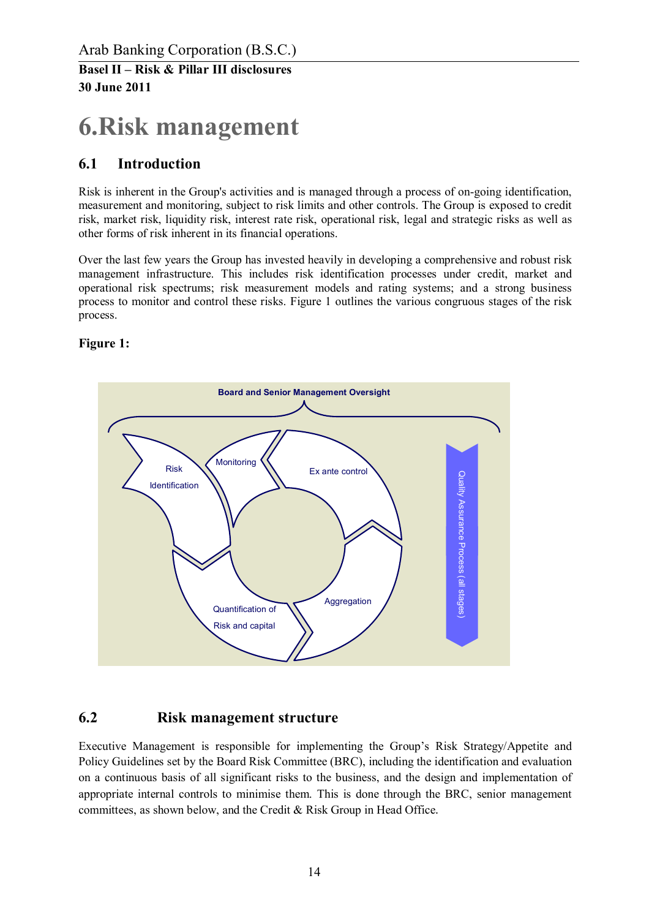# 6. Risk management

## 6.1 Introduction

Risk is inherent in the Group's activities and is managed through a process of on-going identification, measurement and monitoring, subject to risk limits and other controls. The Group is exposed to credit risk, market risk, liquidity risk, interest rate risk, operational risk, legal and strategic risks as well as other forms of risk inherent in its financial operations.

Over the last few years the Group has invested heavily in developing a comprehensive and robust risk management infrastructure. This includes risk identification processes under credit, market and operational risk spectrums; risk measurement models and rating systems; and a strong business process to monitor and control these risks. Figure 1 outlines the various congruous stages of the risk process.

**Figure 1:**

Board and Senior Management Oversight

Risk Identification

Monitoring

Ex ante control

Aggregation

Quantification of Risk and capital

Quality Assurance Process (all stages)

## 6.2 Risk management structure

Executive Management is responsible for implementing the Group's Risk Strategy/Appetite and Policy Guidelines set by the Board Risk Committee (BRC), including the identification and evaluation on a continuous basis of all significant risks to the business, and the design and implementation of appropriate internal controls to minimise them. This is done through the BRC, senior management committees, as shown below, and the Credit & Risk Group in Head Office.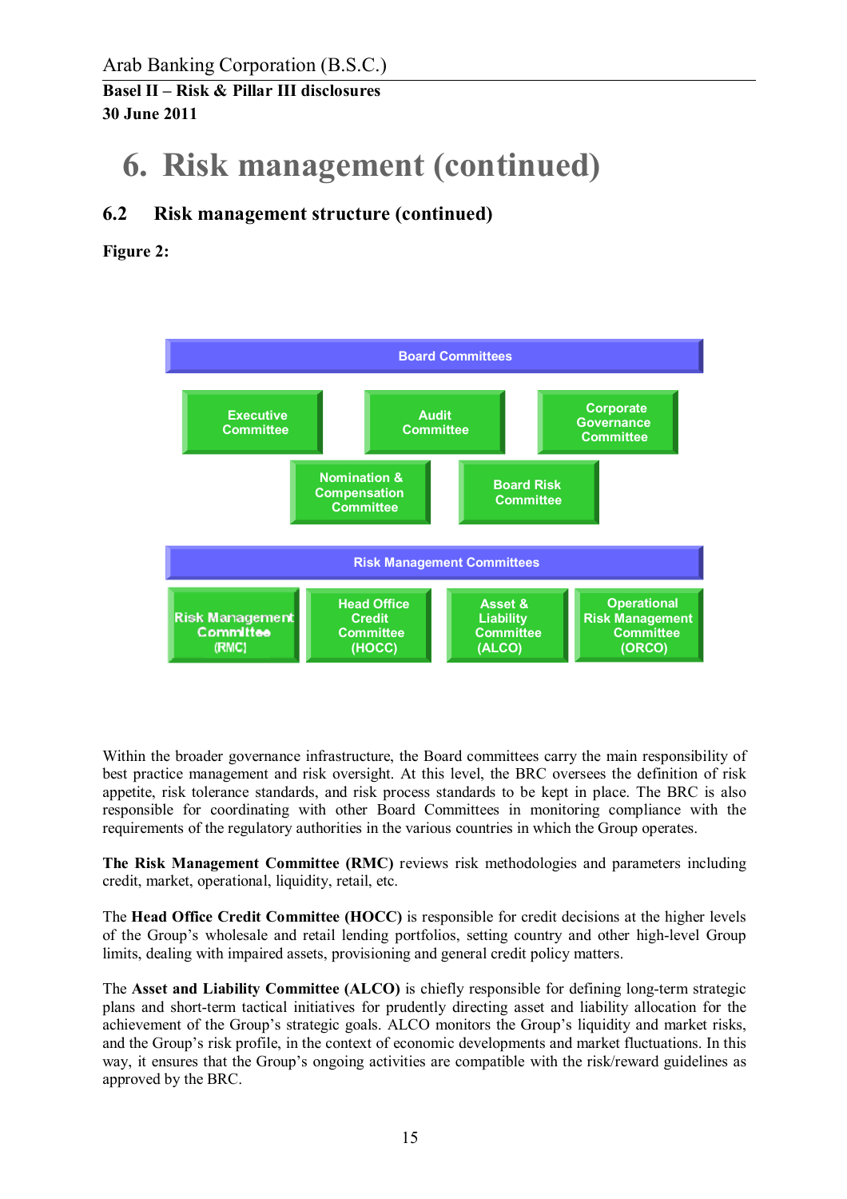# 6. Risk management (continued)

## 6.2 Risk management structure (continued)

**Figure 2:**

**Board Committees**

- Executive Committee
- Audit Committee
- Corporate Governance Committee
- Nomination & Compensation Committee
- Board Risk Committee

**Risk Management Committees**

- Risk Management Committee (RMC)
- Head Office Credit Committee (HOCC)
- Asset & Liability Committee (ALCO)
- Operational Risk Management Committee (ORCO)

Within the broader governance infrastructure, the Board committees carry the main responsibility of best practice management and risk oversight. At this level, the BRC oversees the definition of risk appetite, risk tolerance standards, and risk process standards to be kept in place. The BRC is also responsible for coordinating with other Board Committees in monitoring compliance with the requirements of the regulatory authorities in the various countries in which the Group operates.

**The Risk Management Committee (RMC)** reviews risk methodologies and parameters including credit, market, operational, liquidity, retail, etc.

The **Head Office Credit Committee (HOCC)** is responsible for credit decisions at the higher levels of the Group's wholesale and retail lending portfolios, setting country and other high-level Group limits, dealing with impaired assets, provisioning and general credit policy matters.

The **Asset and Liability Committee (ALCO)** is chiefly responsible for defining long-term strategic plans and short-term tactical initiatives for prudently directing asset and liability allocation for the achievement of the Group's strategic goals. ALCO monitors the Group's liquidity and market risks, and the Group's risk profile, in the context of economic developments and market fluctuations. In this way, it ensures that the Group's ongoing activities are compatible with the risk/reward guidelines as approved by the BRC.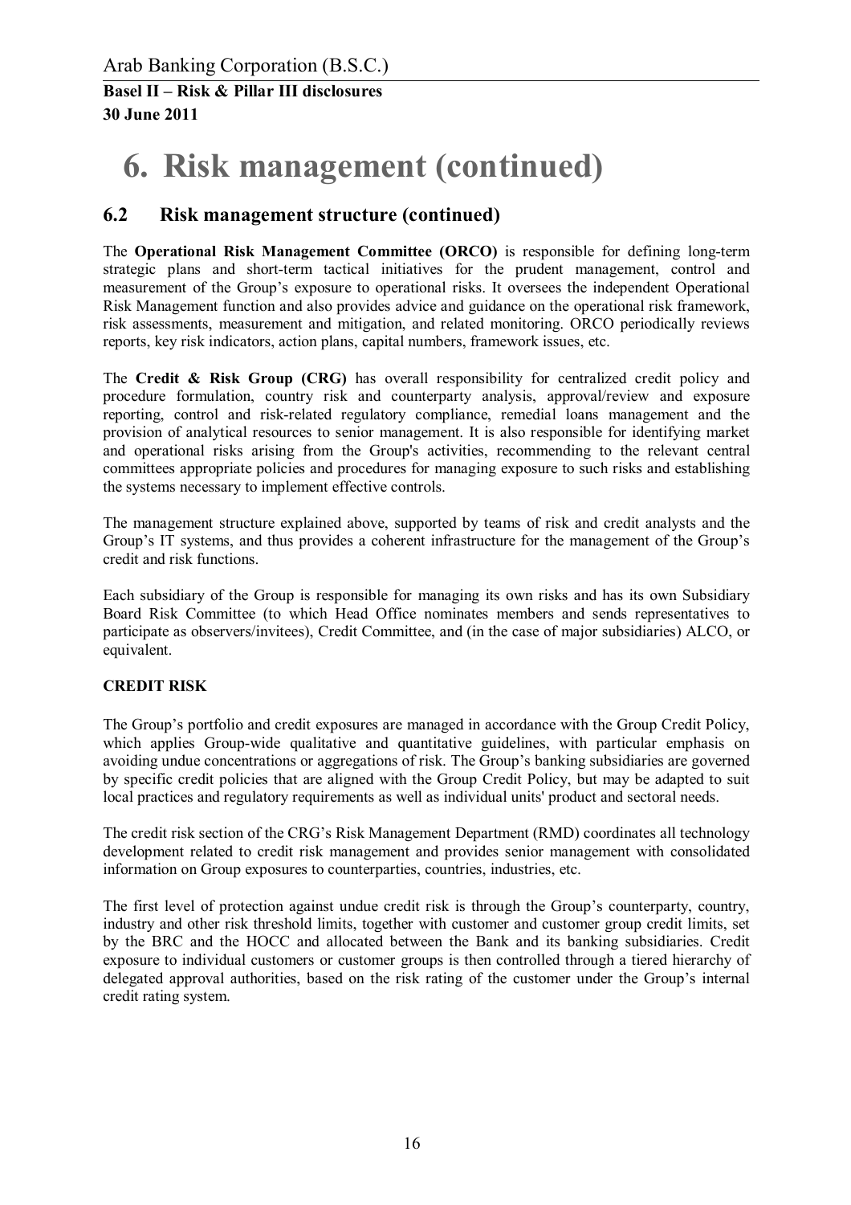# 6. Risk management (continued)

## 6.2 Risk management structure (continued)

The **Operational Risk Management Committee (ORCO)** is responsible for defining long-term strategic plans and short-term tactical initiatives for the prudent management, control and measurement of the Group's exposure to operational risks. It oversees the independent Operational Risk Management function and also provides advice and guidance on the operational risk framework, risk assessments, measurement and mitigation, and related monitoring. ORCO periodically reviews reports, key risk indicators, action plans, capital numbers, framework issues, etc.

The **Credit & Risk Group (CRG)** has overall responsibility for centralized credit policy and procedure formulation, country risk and counterparty analysis, approval/review and exposure reporting, control and risk-related regulatory compliance, remedial loans management and the provision of analytical resources to senior management. It is also responsible for identifying market and operational risks arising from the Group's activities, recommending to the relevant central committees appropriate policies and procedures for managing exposure to such risks and establishing the systems necessary to implement effective controls.

The management structure explained above, supported by teams of risk and credit analysts and the Group's IT systems, and thus provides a coherent infrastructure for the management of the Group's credit and risk functions.

Each subsidiary of the Group is responsible for managing its own risks and has its own Subsidiary Board Risk Committee (to which Head Office nominates members and sends representatives to participate as observers/invitees), Credit Committee, and (in the case of major subsidiaries) ALCO, or equivalent.

**CREDIT RISK**

The Group's portfolio and credit exposures are managed in accordance with the Group Credit Policy, which applies Group-wide qualitative and quantitative guidelines, with particular emphasis on avoiding undue concentrations or aggregations of risk. The Group's banking subsidiaries are governed by specific credit policies that are aligned with the Group Credit Policy, but may be adapted to suit local practices and regulatory requirements as well as individual units' product and sectoral needs.

The credit risk section of the CRG's Risk Management Department (RMD) coordinates all technology development related to credit risk management and provides senior management with consolidated information on Group exposures to counterparties, countries, industries, etc.

The first level of protection against undue credit risk is through the Group's counterparty, country, industry and other risk threshold limits, together with customer and customer group credit limits, set by the BRC and the HOCC and allocated between the Bank and its banking subsidiaries. Credit exposure to individual customers or customer groups is then controlled through a tiered hierarchy of delegated approval authorities, based on the risk rating of the customer under the Group's internal credit rating system.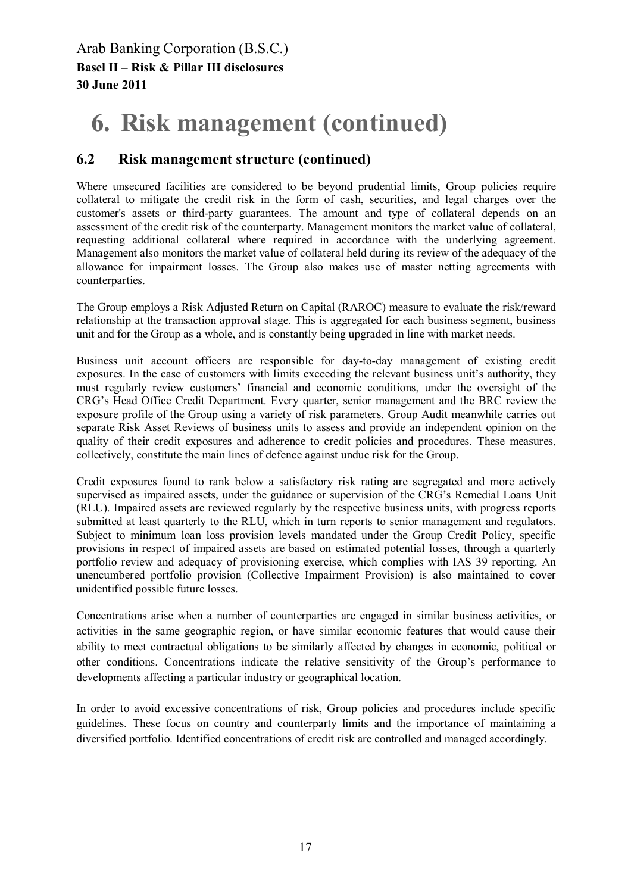# 6. Risk management (continued)

## 6.2 Risk management structure (continued)

Where unsecured facilities are considered to be beyond prudential limits, Group policies require collateral to mitigate the credit risk in the form of cash, securities, and legal charges over the customer's assets or third-party guarantees. The amount and type of collateral depends on an assessment of the credit risk of the counterparty. Management monitors the market value of collateral, requesting additional collateral where required in accordance with the underlying agreement. Management also monitors the market value of collateral held during its review of the adequacy of the allowance for impairment losses. The Group also makes use of master netting agreements with counterparties.

The Group employs a Risk Adjusted Return on Capital (RAROC) measure to evaluate the risk/reward relationship at the transaction approval stage. This is aggregated for each business segment, business unit and for the Group as a whole, and is constantly being upgraded in line with market needs.

Business unit account officers are responsible for day-to-day management of existing credit exposures. In the case of customers with limits exceeding the relevant business unit's authority, they must regularly review customers' financial and economic conditions, under the oversight of the CRG's Head Office Credit Department. Every quarter, senior management and the BRC review the exposure profile of the Group using a variety of risk parameters. Group Audit meanwhile carries out separate Risk Asset Reviews of business units to assess and provide an independent opinion on the quality of their credit exposures and adherence to credit policies and procedures. These measures, collectively, constitute the main lines of defence against undue risk for the Group.

Credit exposures found to rank below a satisfactory risk rating are segregated and more actively supervised as impaired assets, under the guidance or supervision of the CRG's Remedial Loans Unit (RLU). Impaired assets are reviewed regularly by the respective business units, with progress reports submitted at least quarterly to the RLU, which in turn reports to senior management and regulators. Subject to minimum loan loss provision levels mandated under the Group Credit Policy, specific provisions in respect of impaired assets are based on estimated potential losses, through a quarterly portfolio review and adequacy of provisioning exercise, which complies with IAS 39 reporting. An unencumbered portfolio provision (Collective Impairment Provision) is also maintained to cover unidentified possible future losses.

Concentrations arise when a number of counterparties are engaged in similar business activities, or activities in the same geographic region, or have similar economic features that would cause their ability to meet contractual obligations to be similarly affected by changes in economic, political or other conditions. Concentrations indicate the relative sensitivity of the Group's performance to developments affecting a particular industry or geographical location.

In order to avoid excessive concentrations of risk, Group policies and procedures include specific guidelines. These focus on country and counterparty limits and the importance of maintaining a diversified portfolio. Identified concentrations of credit risk are controlled and managed accordingly.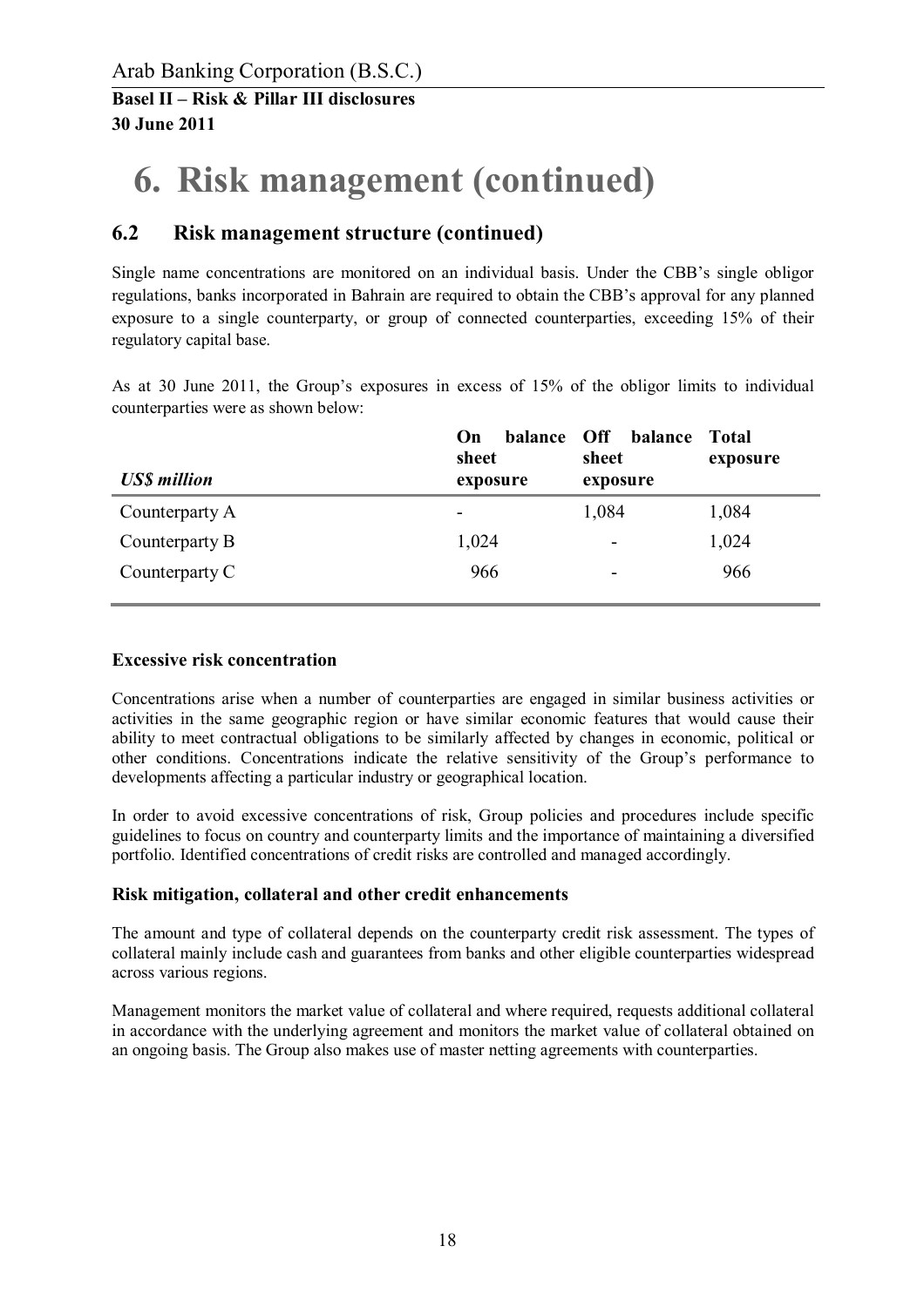# 6. Risk management (continued)

## 6.2 Risk management structure (continued)

Single name concentrations are monitored on an individual basis. Under the CBB's single obligor regulations, banks incorporated in Bahrain are required to obtain the CBB's approval for any planned exposure to a single counterparty, or group of connected counterparties, exceeding 15% of their regulatory capital base.

As at 30 June 2011, the Group's exposures in excess of 15% of the obligor limits to individual counterparties were as shown below:

| *US$ million* | On balance sheet exposure | Off balance sheet exposure | Total exposure |
|---|---|---|---|
| Counterparty A | - | 1,084 | 1,084 |
| Counterparty B | 1,024 | - | 1,024 |
| Counterparty C | 966 | - | 966 |

### Excessive risk concentration

Concentrations arise when a number of counterparties are engaged in similar business activities or activities in the same geographic region or have similar economic features that would cause their ability to meet contractual obligations to be similarly affected by changes in economic, political or other conditions. Concentrations indicate the relative sensitivity of the Group's performance to developments affecting a particular industry or geographical location.

In order to avoid excessive concentrations of risk, Group policies and procedures include specific guidelines to focus on country and counterparty limits and the importance of maintaining a diversified portfolio. Identified concentrations of credit risks are controlled and managed accordingly.

### Risk mitigation, collateral and other credit enhancements

The amount and type of collateral depends on the counterparty credit risk assessment. The types of collateral mainly include cash and guarantees from banks and other eligible counterparties widespread across various regions.

Management monitors the market value of collateral and where required, requests additional collateral in accordance with the underlying agreement and monitors the market value of collateral obtained on an ongoing basis. The Group also makes use of master netting agreements with counterparties.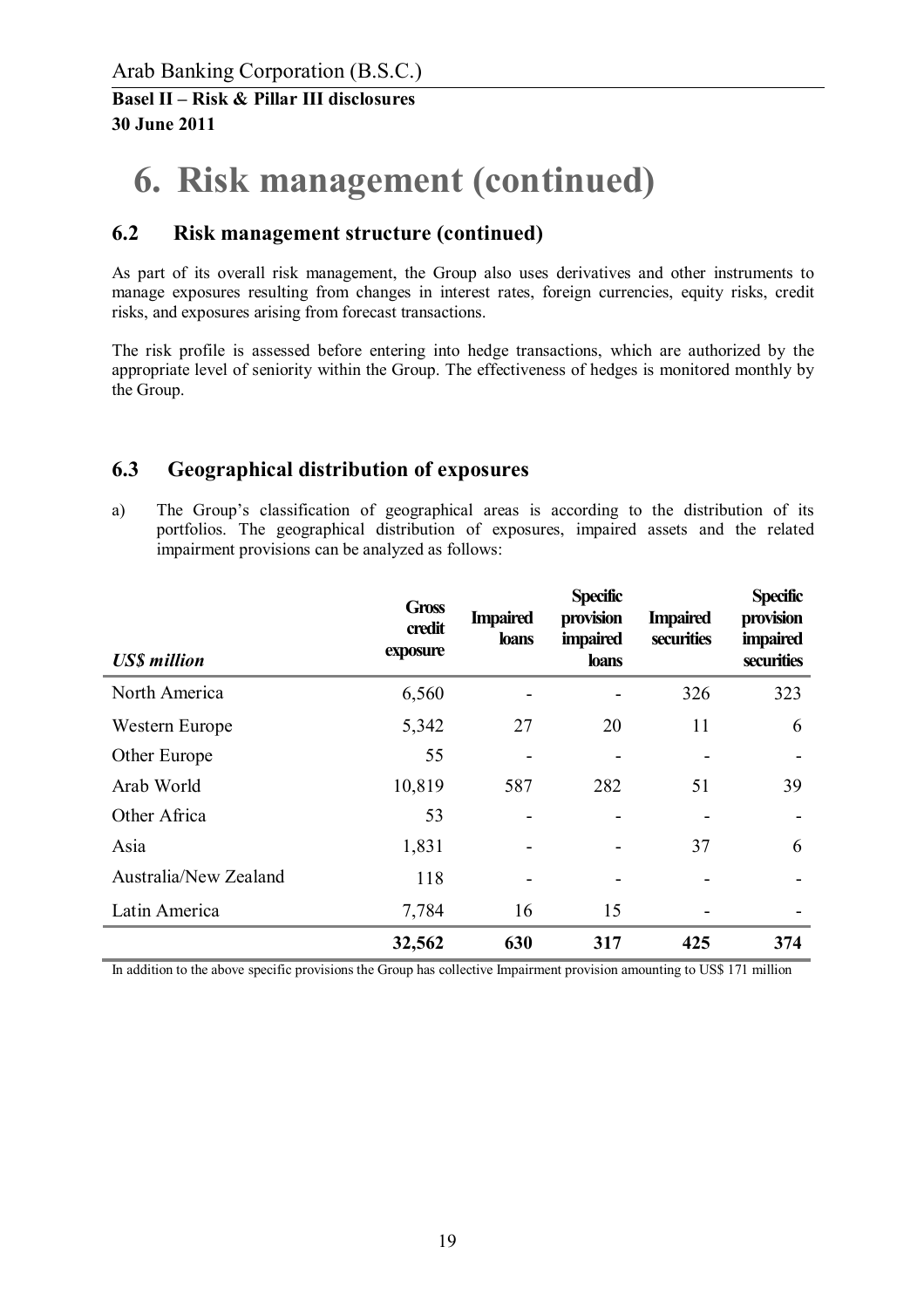# 6. Risk management (continued)

## 6.2 Risk management structure (continued)

As part of its overall risk management, the Group also uses derivatives and other instruments to manage exposures resulting from changes in interest rates, foreign currencies, equity risks, credit risks, and exposures arising from forecast transactions.

The risk profile is assessed before entering into hedge transactions, which are authorized by the appropriate level of seniority within the Group. The effectiveness of hedges is monitored monthly by the Group.

## 6.3 Geographical distribution of exposures

a) The Group's classification of geographical areas is according to the distribution of its portfolios. The geographical distribution of exposures, impaired assets and the related impairment provisions can be analyzed as follows:

| *US$ million* | Gross credit exposure | Impaired loans | Specific provision impaired loans | Impaired securities | Specific provision impaired securities |
|---|---|---|---|---|---|
| North America | 6,560 | - | - | 326 | 323 |
| Western Europe | 5,342 | 27 | 20 | 11 | 6 |
| Other Europe | 55 | - | - | - | - |
| Arab World | 10,819 | 587 | 282 | 51 | 39 |
| Other Africa | 53 | - | - | - | - |
| Asia | 1,831 | - | - | 37 | 6 |
| Australia/New Zealand | 118 | - | - | - | - |
| Latin America | 7,784 | 16 | 15 | - | - |
| | **32,562** | **630** | **317** | **425** | **374** |

In addition to the above specific provisions the Group has collective Impairment provision amounting to US$ 171 million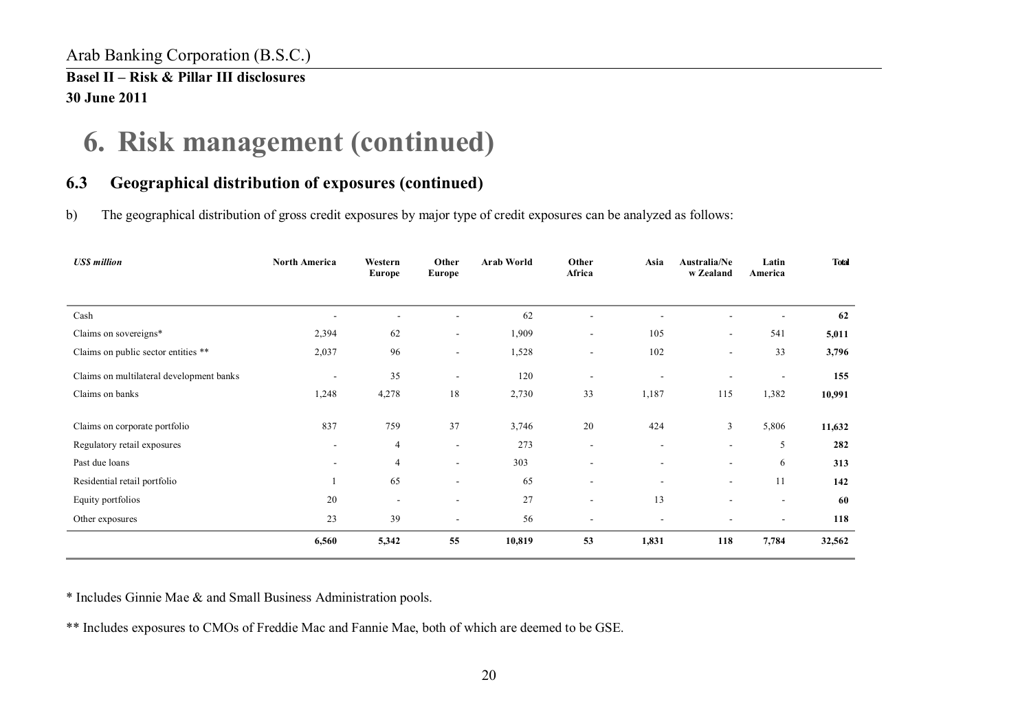Arab Banking Corporation (B.S.C.)

**Basel II – Risk & Pillar III disclosures**
**30 June 2011**

# 6. Risk management (continued)

## 6.3 Geographical distribution of exposures (continued)

b) The geographical distribution of gross credit exposures by major type of credit exposures can be analyzed as follows:

| *US$ million* | North America | Western Europe | Other Europe | Arab World | Other Africa | Asia | Australia/New Zealand | Latin America | Total |
|---|---|---|---|---|---|---|---|---|---|
| Cash | - | - | - | 62 | - | - | - | - | **62** |
| Claims on sovereigns* | 2,394 | 62 | - | 1,909 | - | 105 | - | 541 | **5,011** |
| Claims on public sector entities ** | 2,037 | 96 | - | 1,528 | - | 102 | - | 33 | **3,796** |
| Claims on multilateral development banks | - | 35 | - | 120 | - | - | - | - | **155** |
| Claims on banks | 1,248 | 4,278 | 18 | 2,730 | 33 | 1,187 | 115 | 1,382 | **10,991** |
| Claims on corporate portfolio | 837 | 759 | 37 | 3,746 | 20 | 424 | 3 | 5,806 | **11,632** |
| Regulatory retail exposures | - | 4 | - | 273 | - | - | - | 5 | **282** |
| Past due loans | - | 4 | - | 303 | - | - | - | 6 | **313** |
| Residential retail portfolio | 1 | 65 | - | 65 | - | - | - | 11 | **142** |
| Equity portfolios | 20 | - | - | 27 | - | 13 | - | - | **60** |
| Other exposures | 23 | 39 | - | 56 | - | - | - | - | **118** |
| | **6,560** | **5,342** | **55** | **10,819** | **53** | **1,831** | **118** | **7,784** | **32,562** |

* Includes Ginnie Mae & and Small Business Administration pools.

** Includes exposures to CMOs of Freddie Mac and Fannie Mae, both of which are deemed to be GSE.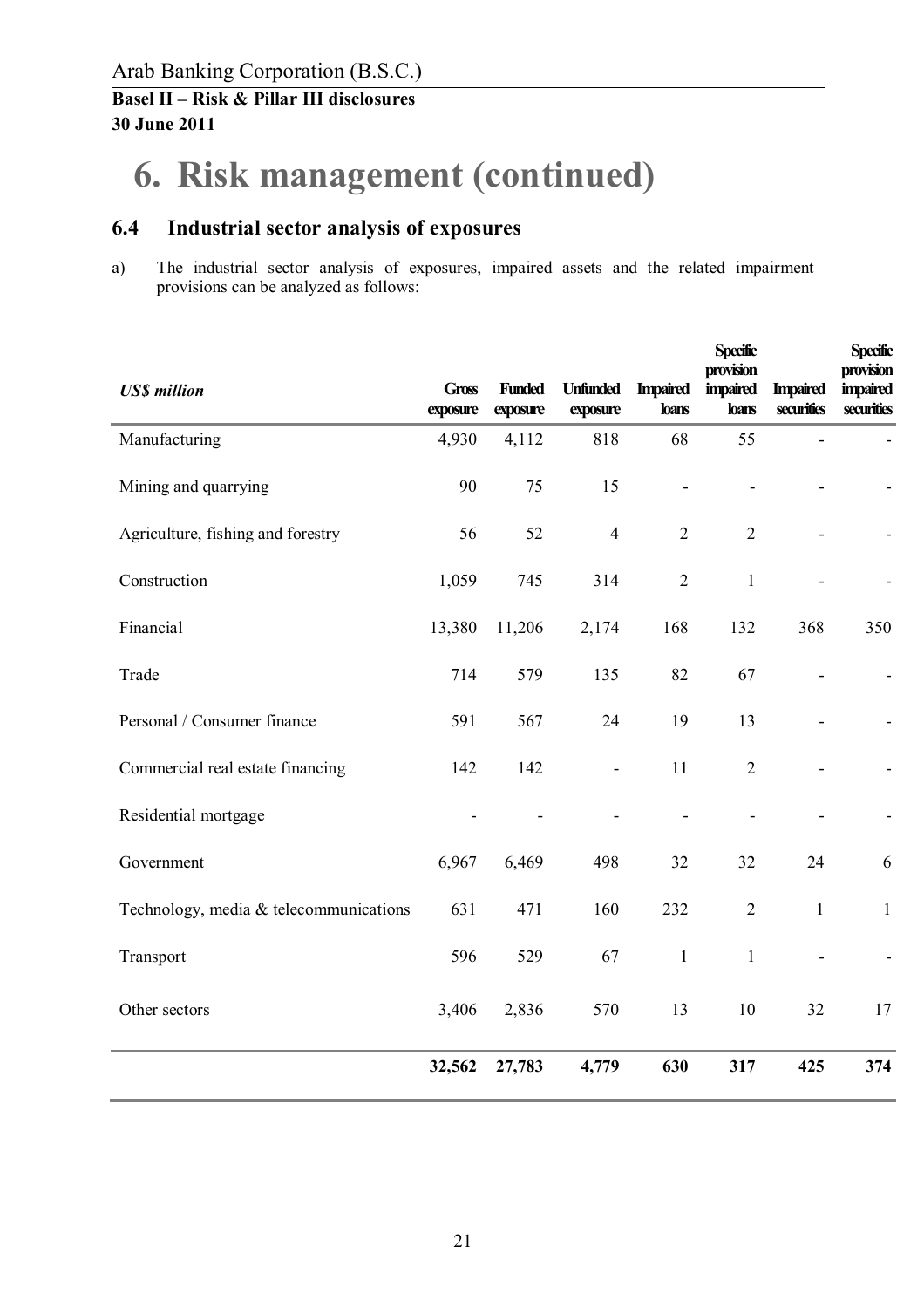# 6. Risk management (continued)

## 6.4 Industrial sector analysis of exposures

a) The industrial sector analysis of exposures, impaired assets and the related impairment provisions can be analyzed as follows:

| *US$ million* | Gross exposure | Funded exposure | Unfunded exposure | Impaired loans | Specific provision impaired loans | Impaired securities | Specific provision impaired securities |
|---|---|---|---|---|---|---|---|
| Manufacturing | 4,930 | 4,112 | 818 | 68 | 55 | - | - |
| Mining and quarrying | 90 | 75 | 15 | - | - | - | - |
| Agriculture, fishing and forestry | 56 | 52 | 4 | 2 | 2 | - | - |
| Construction | 1,059 | 745 | 314 | 2 | 1 | - | - |
| Financial | 13,380 | 11,206 | 2,174 | 168 | 132 | 368 | 350 |
| Trade | 714 | 579 | 135 | 82 | 67 | - | - |
| Personal / Consumer finance | 591 | 567 | 24 | 19 | 13 | - | - |
| Commercial real estate financing | 142 | 142 | - | 11 | 2 | - | - |
| Residential mortgage | - | - | - | - | - | - | - |
| Government | 6,967 | 6,469 | 498 | 32 | 32 | 24 | 6 |
| Technology, media & telecommunications | 631 | 471 | 160 | 232 | 2 | 1 | 1 |
| Transport | 596 | 529 | 67 | 1 | 1 | - | - |
| Other sectors | 3,406 | 2,836 | 570 | 13 | 10 | 32 | 17 |
| | **32,562** | **27,783** | **4,779** | **630** | **317** | **425** | **374** |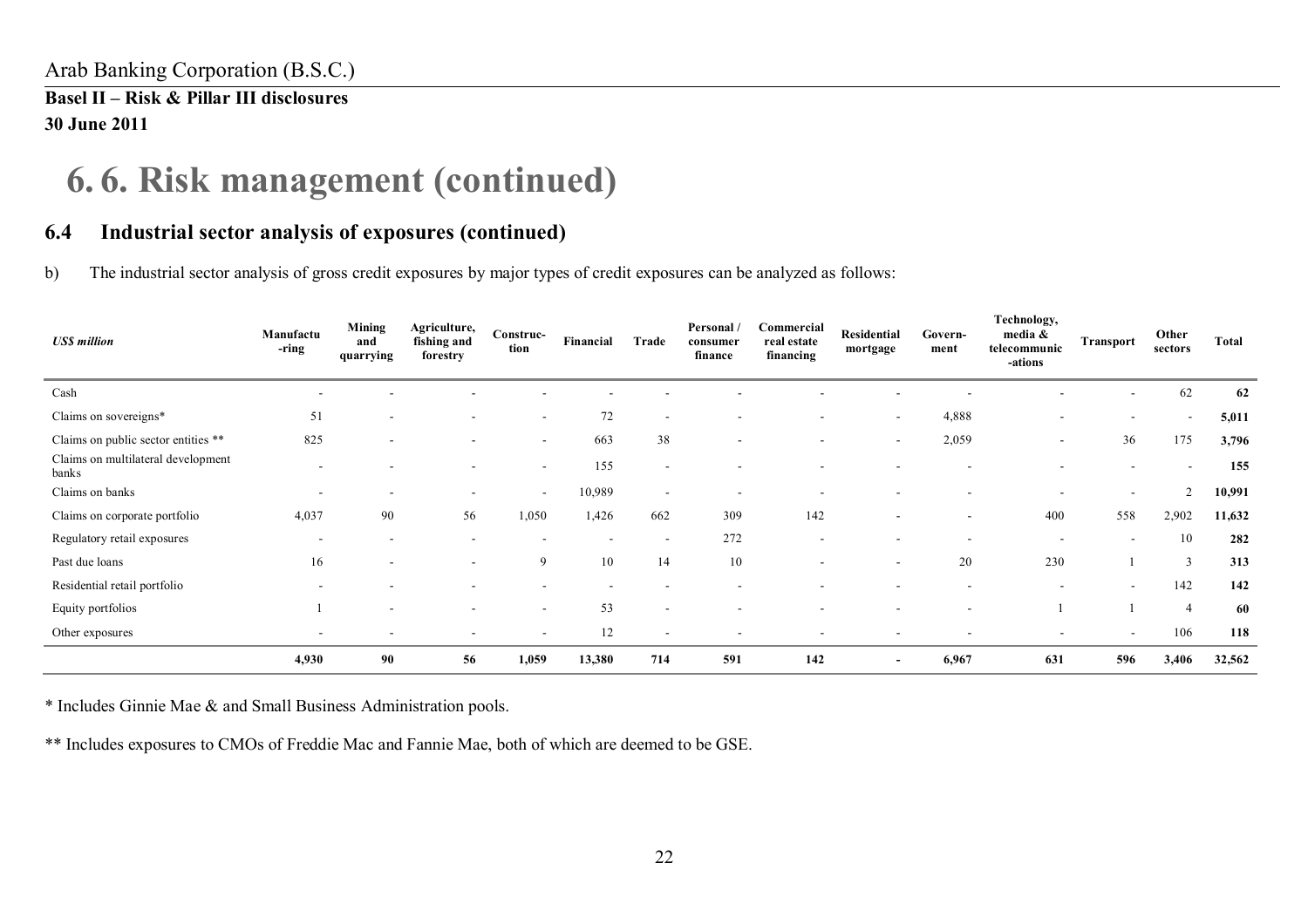Arab Banking Corporation (B.S.C.)

**Basel II – Risk & Pillar III disclosures**

**30 June 2011**

# 6. 6. Risk management (continued)

## 6.4 Industrial sector analysis of exposures (continued)

b) The industrial sector analysis of gross credit exposures by major types of credit exposures can be analyzed as follows:

| *US$ million* | Manufacturing | Mining and quarrying | Agriculture, fishing and forestry | Construction | Financial | Trade | Personal / consumer finance | Commercial real estate financing | Residential mortgage | Government | Technology, media & telecommunications | Transport | Other sectors | Total |
|---|---|---|---|---|---|---|---|---|---|---|---|---|---|---|
| Cash | - | - | - | - | - | - | - | - | - | - | - | - | 62 | **62** |
| Claims on sovereigns* | 51 | - | - | - | 72 | - | - | - | - | 4,888 | - | - | - | **5,011** |
| Claims on public sector entities ** | 825 | - | - | - | 663 | 38 | - | - | - | 2,059 | - | 36 | 175 | **3,796** |
| Claims on multilateral development banks | - | - | - | - | 155 | - | - | - | - | - | - | - | - | **155** |
| Claims on banks | - | - | - | - | 10,989 | - | - | - | - | - | - | - | 2 | **10,991** |
| Claims on corporate portfolio | 4,037 | 90 | 56 | 1,050 | 1,426 | 662 | 309 | 142 | - | - | 400 | 558 | 2,902 | **11,632** |
| Regulatory retail exposures | - | - | - | - | - | - | 272 | - | - | - | - | - | 10 | **282** |
| Past due loans | 16 | - | - | 9 | 10 | 14 | 10 | - | - | 20 | 230 | 1 | 3 | **313** |
| Residential retail portfolio | - | - | - | - | - | - | - | - | - | - | - | - | 142 | **142** |
| Equity portfolios | 1 | - | - | - | 53 | - | - | - | - | - | 1 | 1 | 4 | **60** |
| Other exposures | - | - | - | - | 12 | - | - | - | - | - | - | - | 106 | **118** |
| | **4,930** | **90** | **56** | **1,059** | **13,380** | **714** | **591** | **142** | **-** | **6,967** | **631** | **596** | **3,406** | **32,562** |

\* Includes Ginnie Mae & and Small Business Administration pools.

** Includes exposures to CMOs of Freddie Mac and Fannie Mae, both of which are deemed to be GSE.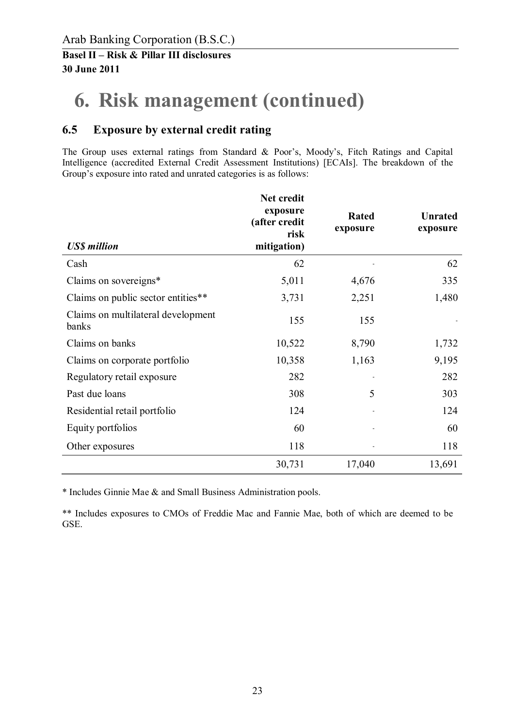Arab Banking Corporation (B.S.C.)

**Basel II – Risk & Pillar III disclosures**
**30 June 2011**

# 6. Risk management (continued)

## 6.5 Exposure by external credit rating

The Group uses external ratings from Standard & Poor's, Moody's, Fitch Ratings and Capital Intelligence (accredited External Credit Assessment Institutions) [ECAIs]. The breakdown of the Group's exposure into rated and unrated categories is as follows:

| ***US$ million*** | **Net credit exposure (after credit risk mitigation)** | **Rated exposure** | **Unrated exposure** |
|---|---|---|---|
| Cash | 62 | - | 62 |
| Claims on sovereigns* | 5,011 | 4,676 | 335 |
| Claims on public sector entities** | 3,731 | 2,251 | 1,480 |
| Claims on multilateral development banks | 155 | 155 | - |
| Claims on banks | 10,522 | 8,790 | 1,732 |
| Claims on corporate portfolio | 10,358 | 1,163 | 9,195 |
| Regulatory retail exposure | 282 | - | 282 |
| Past due loans | 308 | 5 | 303 |
| Residential retail portfolio | 124 | - | 124 |
| Equity portfolios | 60 | - | 60 |
| Other exposures | 118 | - | 118 |
| | 30,731 | 17,040 | 13,691 |

* Includes Ginnie Mae & and Small Business Administration pools.

** Includes exposures to CMOs of Freddie Mac and Fannie Mae, both of which are deemed to be GSE.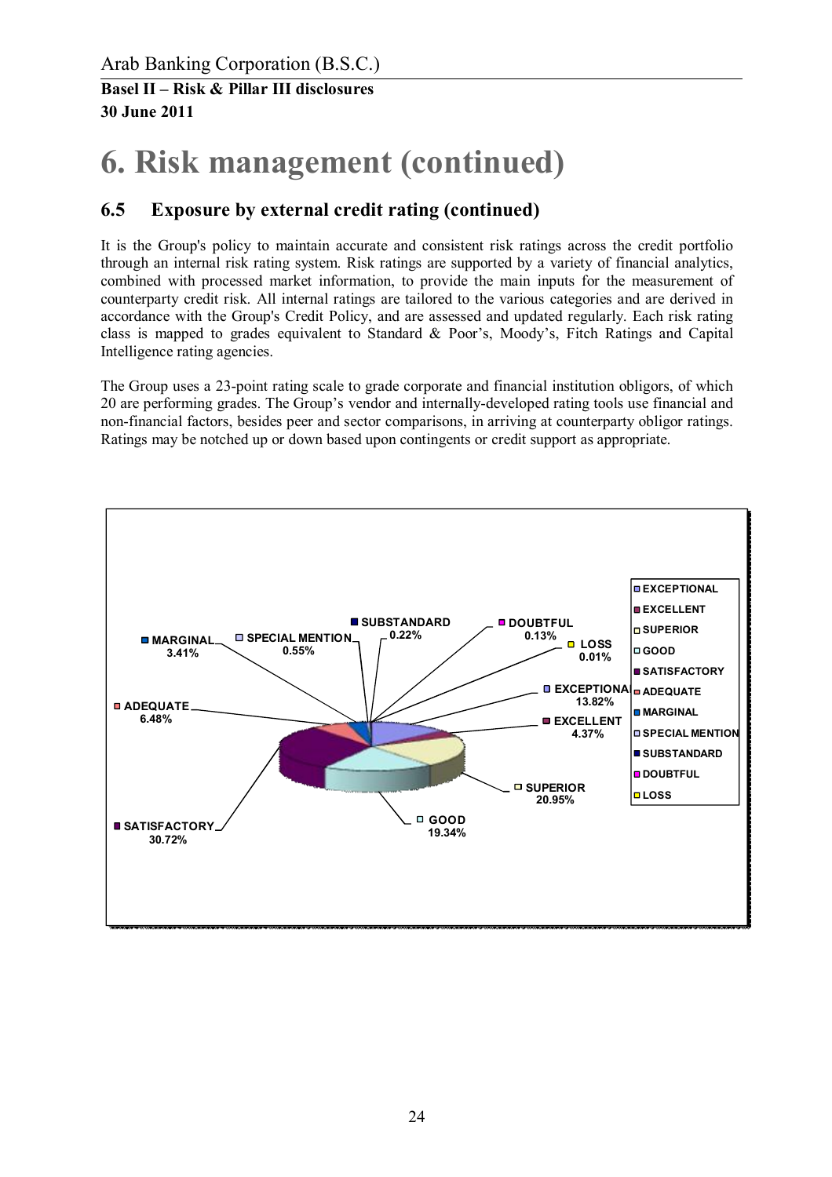# 6. Risk management (continued)

## 6.5 Exposure by external credit rating (continued)

It is the Group's policy to maintain accurate and consistent risk ratings across the credit portfolio through an internal risk rating system. Risk ratings are supported by a variety of financial analytics, combined with processed market information, to provide the main inputs for the measurement of counterparty credit risk. All internal ratings are tailored to the various categories and are derived in accordance with the Group's Credit Policy, and are assessed and updated regularly. Each risk rating class is mapped to grades equivalent to Standard & Poor's, Moody's, Fitch Ratings and Capital Intelligence rating agencies.

The Group uses a 23-point rating scale to grade corporate and financial institution obligors, of which 20 are performing grades. The Group's vendor and internally-developed rating tools use financial and non-financial factors, besides peer and sector comparisons, in arriving at counterparty obligor ratings. Ratings may be notched up or down based upon contingents or credit support as appropriate.

| Rating | % |
| --- | --- |
| EXCEPTIONAL | 13.82% |
| EXCELLENT | 4.37% |
| SUPERIOR | 20.95% |
| GOOD | 19.34% |
| SATISFACTORY | 30.72% |
| ADEQUATE | 6.48% |
| MARGINAL | 3.41% |
| SPECIAL MENTION | 0.55% |
| SUBSTANDARD | 0.22% |
| DOUBTFUL | 0.13% |
| LOSS | 0.01% |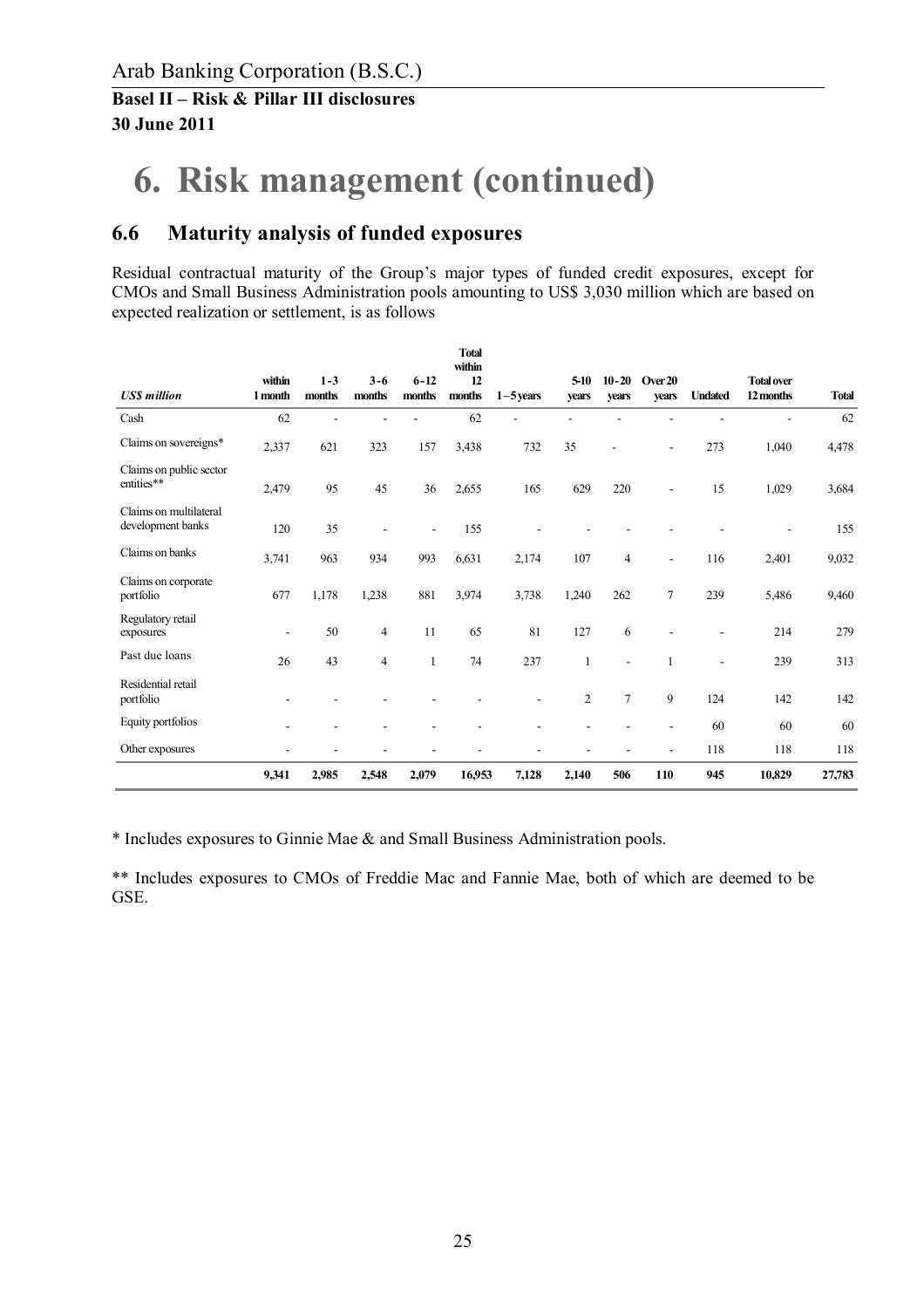Arab Banking Corporation (B.S.C.)

**Basel II – Risk & Pillar III disclosures**
**30 June 2011**

# 6. Risk management (continued)

## 6.6 Maturity analysis of funded exposures

Residual contractual maturity of the Group's major types of funded credit exposures, except for CMOs and Small Business Administration pools amounting to US$ 3,030 million which are based on expected realization or settlement, is as follows

| *US$ million* | within 1 month | 1-3 months | 3-6 months | 6-12 months | Total within 12 months | 1 – 5 years | 5-10 years | 10-20 years | Over 20 years | Undated | Total over 12 months | Total |
|---|---|---|---|---|---|---|---|---|---|---|---|---|
| Cash | 62 | - | - | - | 62 | - | - | - | - | - | - | 62 |
| Claims on sovereigns* | 2,337 | 621 | 323 | 157 | 3,438 | 732 | 35 | - | - | 273 | 1,040 | 4,478 |
| Claims on public sector entities** | 2,479 | 95 | 45 | 36 | 2,655 | 165 | 629 | 220 | - | 15 | 1,029 | 3,684 |
| Claims on multilateral development banks | 120 | 35 | - | - | 155 | - | - | - | - | - | - | 155 |
| Claims on banks | 3,741 | 963 | 934 | 993 | 6,631 | 2,174 | 107 | 4 | - | 116 | 2,401 | 9,032 |
| Claims on corporate portfolio | 677 | 1,178 | 1,238 | 881 | 3,974 | 3,738 | 1,240 | 262 | 7 | 239 | 5,486 | 9,460 |
| Regulatory retail exposures | - | 50 | 4 | 11 | 65 | 81 | 127 | 6 | - | - | 214 | 279 |
| Past due loans | 26 | 43 | 4 | 1 | 74 | 237 | 1 | - | 1 | - | 239 | 313 |
| Residential retail portfolio | - | - | - | - | - | - | 2 | 7 | 9 | 124 | 142 | 142 |
| Equity portfolios | - | - | - | - | - | - | - | - | - | 60 | 60 | 60 |
| Other exposures | - | - | - | - | - | - | - | - | - | 118 | 118 | 118 |
| | **9,341** | **2,985** | **2,548** | **2,079** | **16,953** | **7,128** | **2,140** | **506** | **110** | **945** | **10,829** | **27,783** |

* Includes exposures to Ginnie Mae & and Small Business Administration pools.

** Includes exposures to CMOs of Freddie Mac and Fannie Mae, both of which are deemed to be GSE.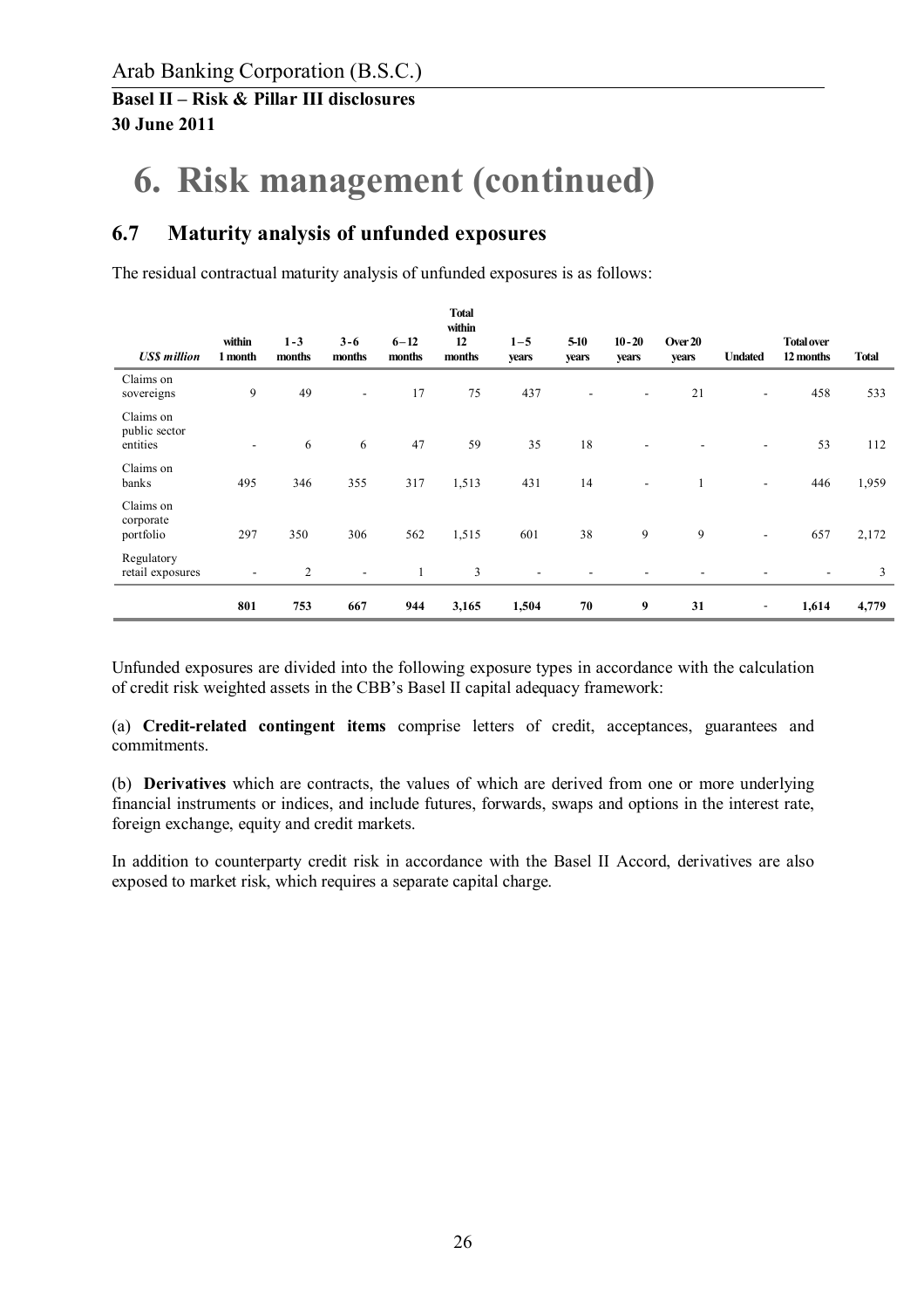# 6. Risk management (continued)

## 6.7 Maturity analysis of unfunded exposures

The residual contractual maturity analysis of unfunded exposures is as follows:

| *US$ million* | within 1 month | 1 - 3 months | 3 - 6 months | 6 – 12 months | Total within 12 months | 1 – 5 years | 5-10 years | 10 - 20 years | Over 20 years | Undated | Total over 12 months | Total |
|---|---|---|---|---|---|---|---|---|---|---|---|---|
| Claims on sovereigns | 9 | 49 | - | 17 | 75 | 437 | - | - | 21 | - | 458 | 533 |
| Claims on public sector entities | - | 6 | 6 | 47 | 59 | 35 | 18 | - | - | - | 53 | 112 |
| Claims on banks | 495 | 346 | 355 | 317 | 1,513 | 431 | 14 | - | 1 | - | 446 | 1,959 |
| Claims on corporate portfolio | 297 | 350 | 306 | 562 | 1,515 | 601 | 38 | 9 | 9 | - | 657 | 2,172 |
| Regulatory retail exposures | - | 2 | - | 1 | 3 | - | - | - | - | - | - | 3 |
| | **801** | **753** | **667** | **944** | **3,165** | **1,504** | **70** | **9** | **31** | **-** | **1,614** | **4,779** |

Unfunded exposures are divided into the following exposure types in accordance with the calculation of credit risk weighted assets in the CBB's Basel II capital adequacy framework:

(a) **Credit-related contingent items** comprise letters of credit, acceptances, guarantees and commitments.

(b) **Derivatives** which are contracts, the values of which are derived from one or more underlying financial instruments or indices, and include futures, forwards, swaps and options in the interest rate, foreign exchange, equity and credit markets.

In addition to counterparty credit risk in accordance with the Basel II Accord, derivatives are also exposed to market risk, which requires a separate capital charge.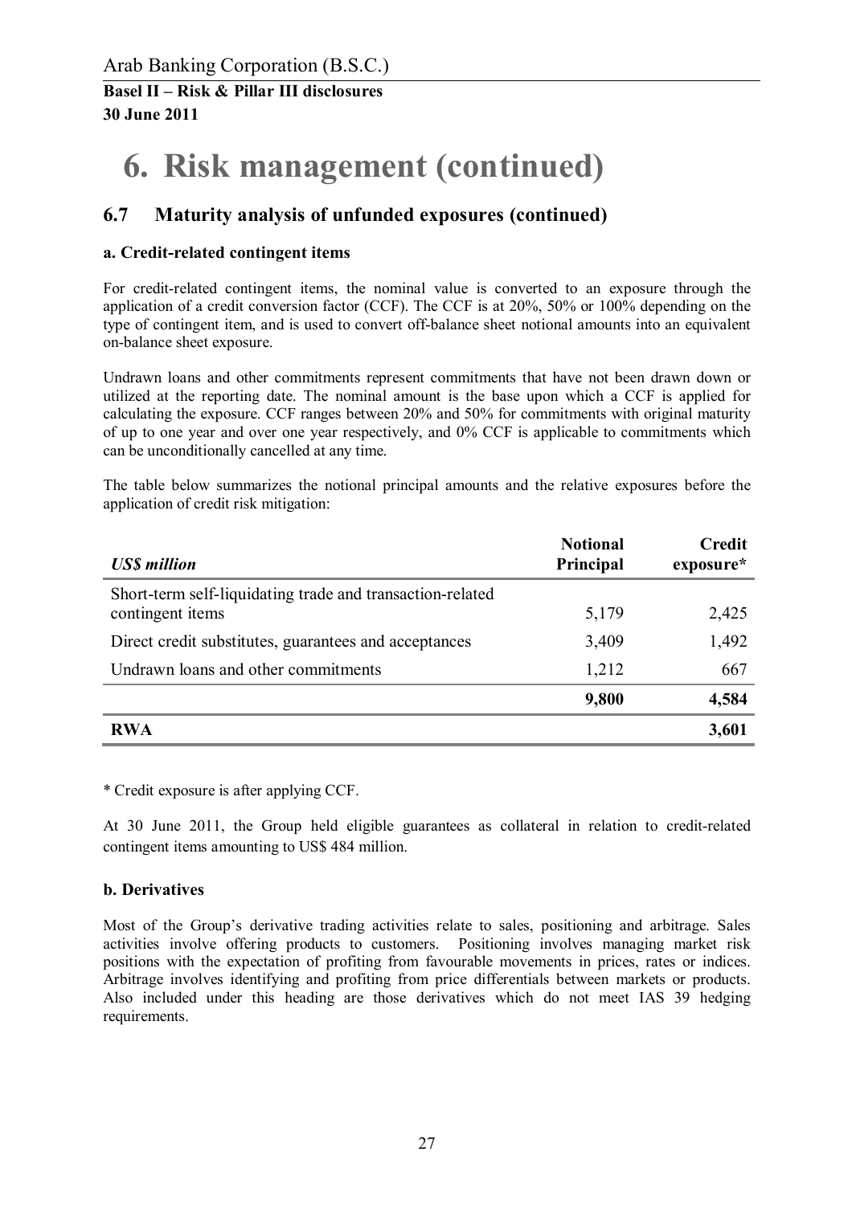# 6. Risk management (continued)

## 6.7 Maturity analysis of unfunded exposures (continued)

### a. Credit-related contingent items

For credit-related contingent items, the nominal value is converted to an exposure through the application of a credit conversion factor (CCF). The CCF is at 20%, 50% or 100% depending on the type of contingent item, and is used to convert off-balance sheet notional amounts into an equivalent on-balance sheet exposure.

Undrawn loans and other commitments represent commitments that have not been drawn down or utilized at the reporting date. The nominal amount is the base upon which a CCF is applied for calculating the exposure. CCF ranges between 20% and 50% for commitments with original maturity of up to one year and over one year respectively, and 0% CCF is applicable to commitments which can be unconditionally cancelled at any time.

The table below summarizes the notional principal amounts and the relative exposures before the application of credit risk mitigation:

| *US$ million* | **Notional Principal** | **Credit exposure*** |
|---|---|---|
| Short-term self-liquidating trade and transaction-related contingent items | 5,179 | 2,425 |
| Direct credit substitutes, guarantees and acceptances | 3,409 | 1,492 |
| Undrawn loans and other commitments | 1,212 | 667 |
| | **9,800** | **4,584** |
| **RWA** | | **3,601** |

* Credit exposure is after applying CCF.

At 30 June 2011, the Group held eligible guarantees as collateral in relation to credit-related contingent items amounting to US$ 484 million.

### b. Derivatives

Most of the Group's derivative trading activities relate to sales, positioning and arbitrage. Sales activities involve offering products to customers. Positioning involves managing market risk positions with the expectation of profiting from favourable movements in prices, rates or indices. Arbitrage involves identifying and profiting from price differentials between markets or products. Also included under this heading are those derivatives which do not meet IAS 39 hedging requirements.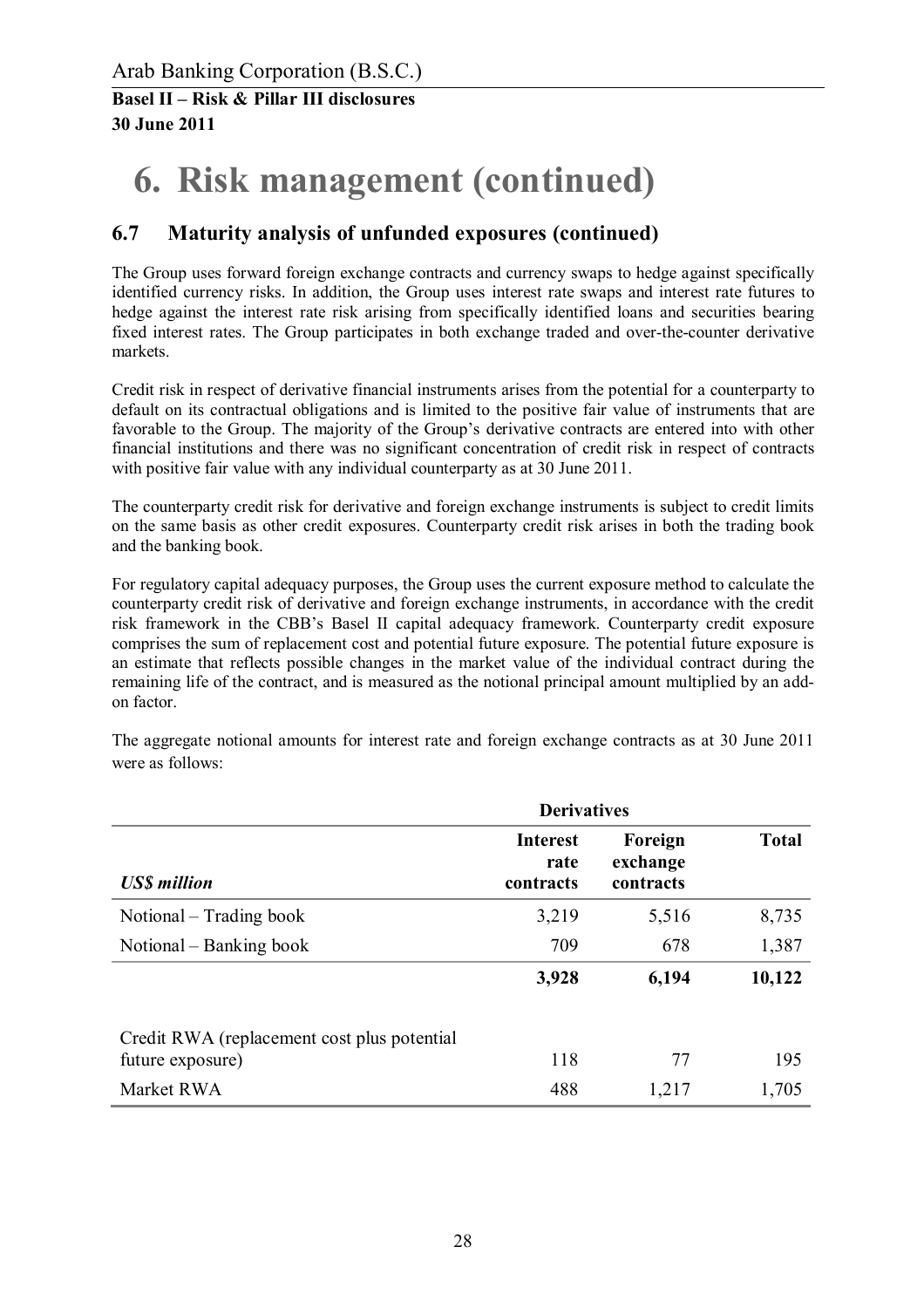# 6. Risk management (continued)

## 6.7 Maturity analysis of unfunded exposures (continued)

The Group uses forward foreign exchange contracts and currency swaps to hedge against specifically identified currency risks. In addition, the Group uses interest rate swaps and interest rate futures to hedge against the interest rate risk arising from specifically identified loans and securities bearing fixed interest rates. The Group participates in both exchange traded and over-the-counter derivative markets.

Credit risk in respect of derivative financial instruments arises from the potential for a counterparty to default on its contractual obligations and is limited to the positive fair value of instruments that are favorable to the Group. The majority of the Group's derivative contracts are entered into with other financial institutions and there was no significant concentration of credit risk in respect of contracts with positive fair value with any individual counterparty as at 30 June 2011.

The counterparty credit risk for derivative and foreign exchange instruments is subject to credit limits on the same basis as other credit exposures. Counterparty credit risk arises in both the trading book and the banking book.

For regulatory capital adequacy purposes, the Group uses the current exposure method to calculate the counterparty credit risk of derivative and foreign exchange instruments, in accordance with the credit risk framework in the CBB's Basel II capital adequacy framework. Counterparty credit exposure comprises the sum of replacement cost and potential future exposure. The potential future exposure is an estimate that reflects possible changes in the market value of the individual contract during the remaining life of the contract, and is measured as the notional principal amount multiplied by an add-on factor.

The aggregate notional amounts for interest rate and foreign exchange contracts as at 30 June 2011 were as follows:

| | **Derivatives** | | |
|---|---|---|---|
| ***US$ million*** | **Interest rate contracts** | **Foreign exchange contracts** | **Total** |
| Notional – Trading book | 3,219 | 5,516 | 8,735 |
| Notional – Banking book | 709 | 678 | 1,387 |
| | **3,928** | **6,194** | **10,122** |
| Credit RWA (replacement cost plus potential future exposure) | 118 | 77 | 195 |
| Market RWA | 488 | 1,217 | 1,705 |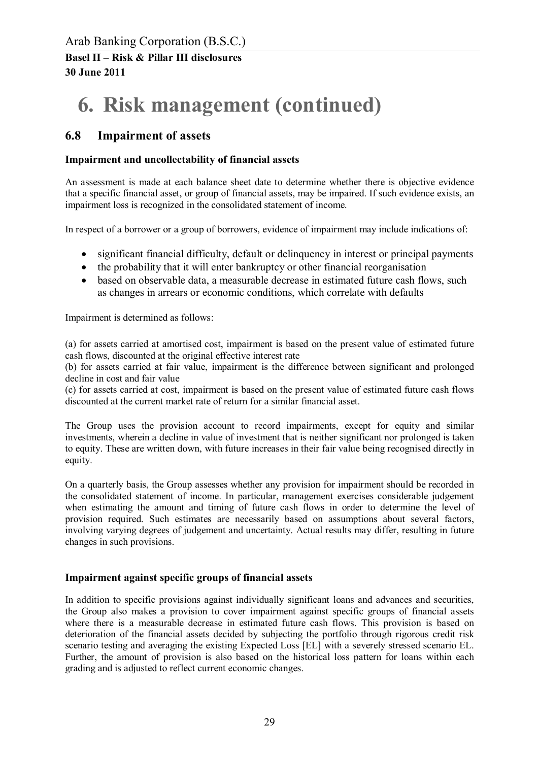# 6. Risk management (continued)

## 6.8 Impairment of assets

### Impairment and uncollectability of financial assets

An assessment is made at each balance sheet date to determine whether there is objective evidence that a specific financial asset, or group of financial assets, may be impaired. If such evidence exists, an impairment loss is recognized in the consolidated statement of income.

In respect of a borrower or a group of borrowers, evidence of impairment may include indications of:

- significant financial difficulty, default or delinquency in interest or principal payments
- the probability that it will enter bankruptcy or other financial reorganisation
- based on observable data, a measurable decrease in estimated future cash flows, such as changes in arrears or economic conditions, which correlate with defaults

Impairment is determined as follows:

(a) for assets carried at amortised cost, impairment is based on the present value of estimated future cash flows, discounted at the original effective interest rate
(b) for assets carried at fair value, impairment is the difference between significant and prolonged decline in cost and fair value
(c) for assets carried at cost, impairment is based on the present value of estimated future cash flows discounted at the current market rate of return for a similar financial asset.

The Group uses the provision account to record impairments, except for equity and similar investments, wherein a decline in value of investment that is neither significant nor prolonged is taken to equity. These are written down, with future increases in their fair value being recognised directly in equity.

On a quarterly basis, the Group assesses whether any provision for impairment should be recorded in the consolidated statement of income. In particular, management exercises considerable judgement when estimating the amount and timing of future cash flows in order to determine the level of provision required. Such estimates are necessarily based on assumptions about several factors, involving varying degrees of judgement and uncertainty. Actual results may differ, resulting in future changes in such provisions.

### Impairment against specific groups of financial assets

In addition to specific provisions against individually significant loans and advances and securities, the Group also makes a provision to cover impairment against specific groups of financial assets where there is a measurable decrease in estimated future cash flows. This provision is based on deterioration of the financial assets decided by subjecting the portfolio through rigorous credit risk scenario testing and averaging the existing Expected Loss [EL] with a severely stressed scenario EL. Further, the amount of provision is also based on the historical loss pattern for loans within each grading and is adjusted to reflect current economic changes.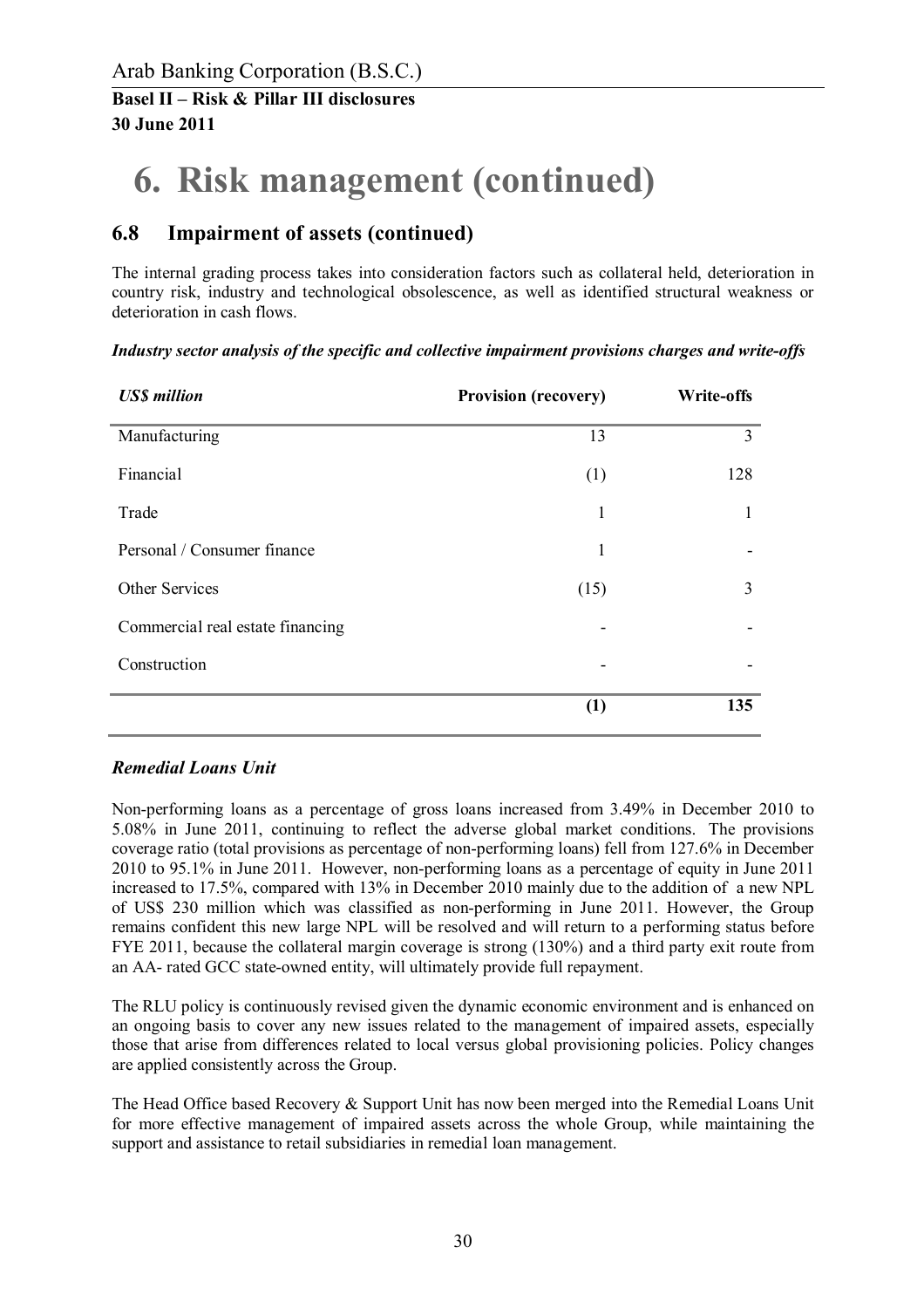# 6. Risk management (continued)

## 6.8 Impairment of assets (continued)

The internal grading process takes into consideration factors such as collateral held, deterioration in country risk, industry and technological obsolescence, as well as identified structural weakness or deterioration in cash flows.

***Industry sector analysis of the specific and collective impairment provisions charges and write-offs***

| *US$ million* | Provision (recovery) | Write-offs |
|---|---|---|
| Manufacturing | 13 | 3 |
| Financial | (1) | 128 |
| Trade | 1 | 1 |
| Personal / Consumer finance | 1 | - |
| Other Services | (15) | 3 |
| Commercial real estate financing | - | - |
| Construction | - | - |
| | **(1)** | **135** |

### *Remedial Loans Unit*

Non-performing loans as a percentage of gross loans increased from 3.49% in December 2010 to 5.08% in June 2011, continuing to reflect the adverse global market conditions. The provisions coverage ratio (total provisions as percentage of non-performing loans) fell from 127.6% in December 2010 to 95.1% in June 2011. However, non-performing loans as a percentage of equity in June 2011 increased to 17.5%, compared with 13% in December 2010 mainly due to the addition of a new NPL of US$ 230 million which was classified as non-performing in June 2011. However, the Group remains confident this new large NPL will be resolved and will return to a performing status before FYE 2011, because the collateral margin coverage is strong (130%) and a third party exit route from an AA- rated GCC state-owned entity, will ultimately provide full repayment.

The RLU policy is continuously revised given the dynamic economic environment and is enhanced on an ongoing basis to cover any new issues related to the management of impaired assets, especially those that arise from differences related to local versus global provisioning policies. Policy changes are applied consistently across the Group.

The Head Office based Recovery & Support Unit has now been merged into the Remedial Loans Unit for more effective management of impaired assets across the whole Group, while maintaining the support and assistance to retail subsidiaries in remedial loan management.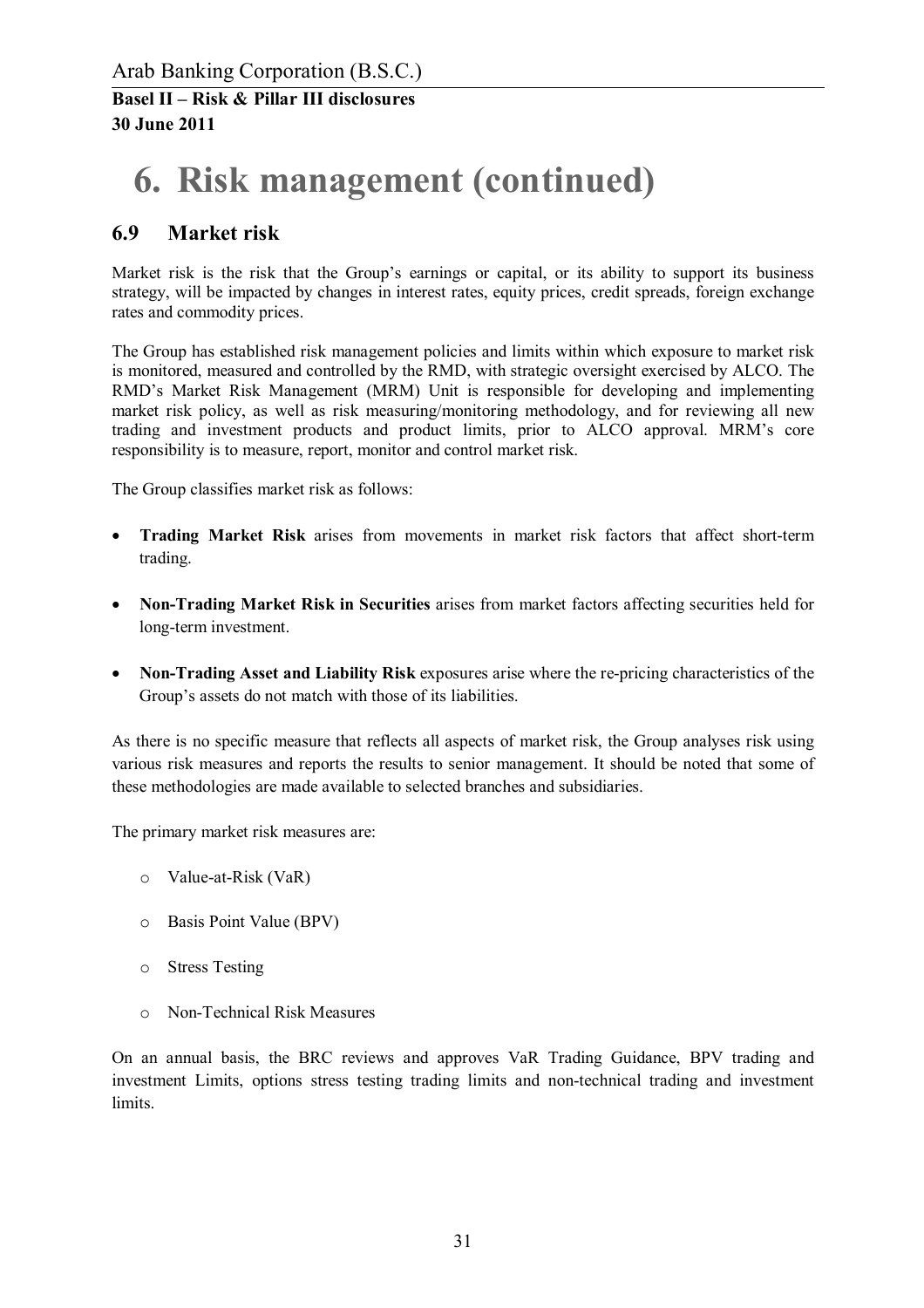# 6. Risk management (continued)

## 6.9 Market risk

Market risk is the risk that the Group's earnings or capital, or its ability to support its business strategy, will be impacted by changes in interest rates, equity prices, credit spreads, foreign exchange rates and commodity prices.

The Group has established risk management policies and limits within which exposure to market risk is monitored, measured and controlled by the RMD, with strategic oversight exercised by ALCO. The RMD's Market Risk Management (MRM) Unit is responsible for developing and implementing market risk policy, as well as risk measuring/monitoring methodology, and for reviewing all new trading and investment products and product limits, prior to ALCO approval. MRM's core responsibility is to measure, report, monitor and control market risk.

The Group classifies market risk as follows:

- **Trading Market Risk** arises from movements in market risk factors that affect short-term trading.
- **Non-Trading Market Risk in Securities** arises from market factors affecting securities held for long-term investment.
- **Non-Trading Asset and Liability Risk** exposures arise where the re-pricing characteristics of the Group's assets do not match with those of its liabilities.

As there is no specific measure that reflects all aspects of market risk, the Group analyses risk using various risk measures and reports the results to senior management. It should be noted that some of these methodologies are made available to selected branches and subsidiaries.

The primary market risk measures are:

- Value-at-Risk (VaR)
- Basis Point Value (BPV)
- Stress Testing
- Non-Technical Risk Measures

On an annual basis, the BRC reviews and approves VaR Trading Guidance, BPV trading and investment Limits, options stress testing trading limits and non-technical trading and investment limits.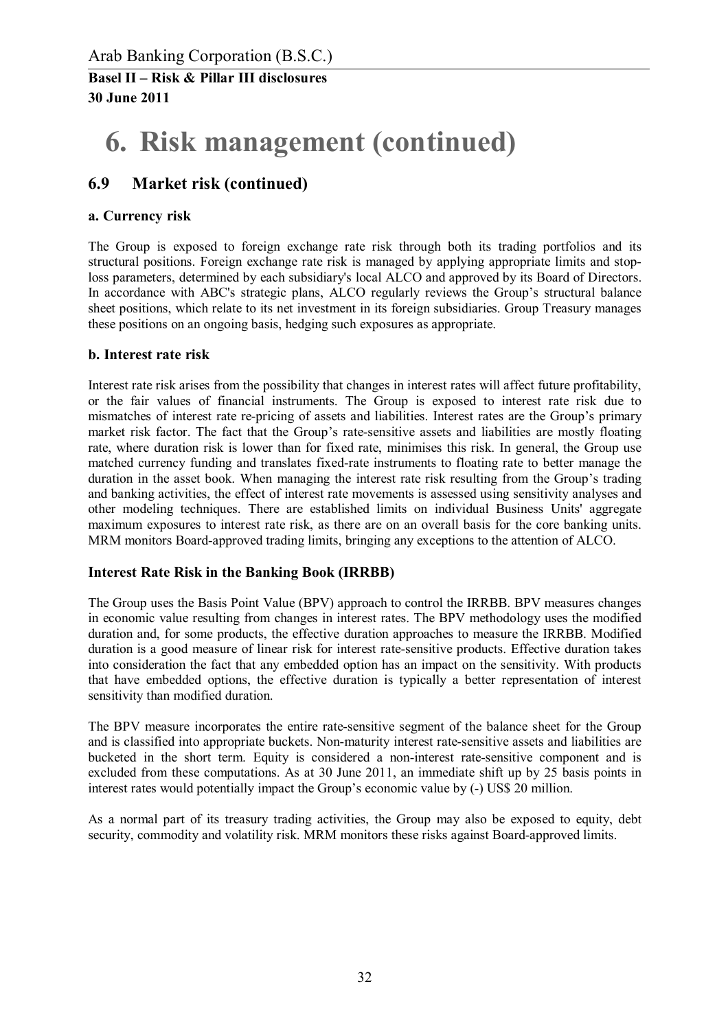# 6. Risk management (continued)

## 6.9 Market risk (continued)

### a. Currency risk

The Group is exposed to foreign exchange rate risk through both its trading portfolios and its structural positions. Foreign exchange rate risk is managed by applying appropriate limits and stop-loss parameters, determined by each subsidiary's local ALCO and approved by its Board of Directors. In accordance with ABC's strategic plans, ALCO regularly reviews the Group's structural balance sheet positions, which relate to its net investment in its foreign subsidiaries. Group Treasury manages these positions on an ongoing basis, hedging such exposures as appropriate.

### b. Interest rate risk

Interest rate risk arises from the possibility that changes in interest rates will affect future profitability, or the fair values of financial instruments. The Group is exposed to interest rate risk due to mismatches of interest rate re-pricing of assets and liabilities. Interest rates are the Group's primary market risk factor. The fact that the Group's rate-sensitive assets and liabilities are mostly floating rate, where duration risk is lower than for fixed rate, minimises this risk. In general, the Group use matched currency funding and translates fixed-rate instruments to floating rate to better manage the duration in the asset book. When managing the interest rate risk resulting from the Group's trading and banking activities, the effect of interest rate movements is assessed using sensitivity analyses and other modeling techniques. There are established limits on individual Business Units' aggregate maximum exposures to interest rate risk, as there are on an overall basis for the core banking units. MRM monitors Board-approved trading limits, bringing any exceptions to the attention of ALCO.

### Interest Rate Risk in the Banking Book (IRRBB)

The Group uses the Basis Point Value (BPV) approach to control the IRRBB. BPV measures changes in economic value resulting from changes in interest rates. The BPV methodology uses the modified duration and, for some products, the effective duration approaches to measure the IRRBB. Modified duration is a good measure of linear risk for interest rate-sensitive products. Effective duration takes into consideration the fact that any embedded option has an impact on the sensitivity. With products that have embedded options, the effective duration is typically a better representation of interest sensitivity than modified duration.

The BPV measure incorporates the entire rate-sensitive segment of the balance sheet for the Group and is classified into appropriate buckets. Non-maturity interest rate-sensitive assets and liabilities are bucketed in the short term. Equity is considered a non-interest rate-sensitive component and is excluded from these computations. As at 30 June 2011, an immediate shift up by 25 basis points in interest rates would potentially impact the Group's economic value by (-) US$ 20 million.

As a normal part of its treasury trading activities, the Group may also be exposed to equity, debt security, commodity and volatility risk. MRM monitors these risks against Board-approved limits.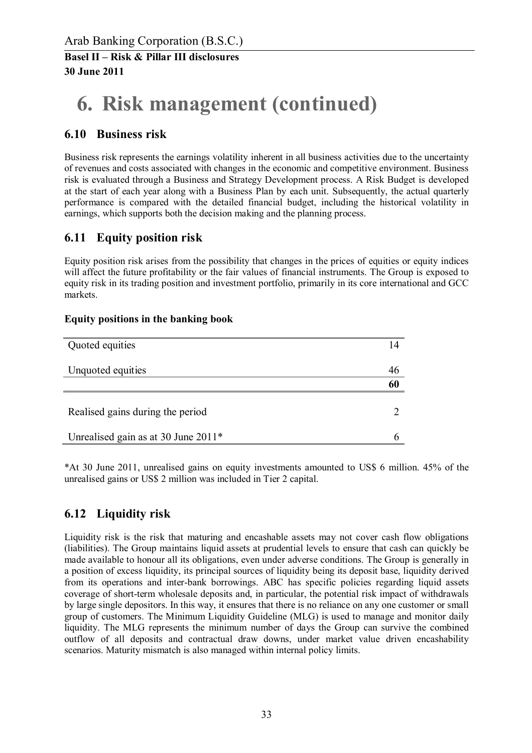# 6. Risk management (continued)

## 6.10 Business risk

Business risk represents the earnings volatility inherent in all business activities due to the uncertainty of revenues and costs associated with changes in the economic and competitive environment. Business risk is evaluated through a Business and Strategy Development process. A Risk Budget is developed at the start of each year along with a Business Plan by each unit. Subsequently, the actual quarterly performance is compared with the detailed financial budget, including the historical volatility in earnings, which supports both the decision making and the planning process.

## 6.11 Equity position risk

Equity position risk arises from the possibility that changes in the prices of equities or equity indices will affect the future profitability or the fair values of financial instruments. The Group is exposed to equity risk in its trading position and investment portfolio, primarily in its core international and GCC markets.

**Equity positions in the banking book**

| | |
|---|---|
| Quoted equities | 14 |
| Unquoted equities | 46 |
| | **60** |
| Realised gains during the period | 2 |
| Unrealised gain as at 30 June 2011* | 6 |

*At 30 June 2011, unrealised gains on equity investments amounted to US$ 6 million. 45% of the unrealised gains or US$ 2 million was included in Tier 2 capital.

## 6.12 Liquidity risk

Liquidity risk is the risk that maturing and encashable assets may not cover cash flow obligations (liabilities). The Group maintains liquid assets at prudential levels to ensure that cash can quickly be made available to honour all its obligations, even under adverse conditions. The Group is generally in a position of excess liquidity, its principal sources of liquidity being its deposit base, liquidity derived from its operations and inter-bank borrowings. ABC has specific policies regarding liquid assets coverage of short-term wholesale deposits and, in particular, the potential risk impact of withdrawals by large single depositors. In this way, it ensures that there is no reliance on any one customer or small group of customers. The Minimum Liquidity Guideline (MLG) is used to manage and monitor daily liquidity. The MLG represents the minimum number of days the Group can survive the combined outflow of all deposits and contractual draw downs, under market value driven encashability scenarios. Maturity mismatch is also managed within internal policy limits.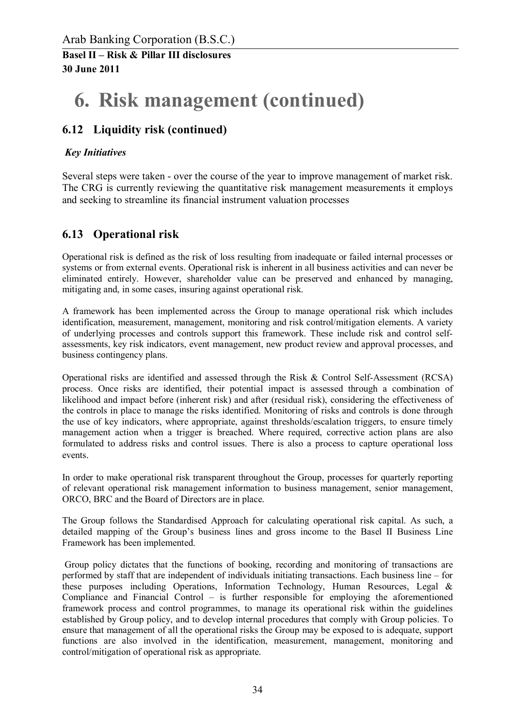# 6. Risk management (continued)

## 6.12 Liquidity risk (continued)

***Key Initiatives***

Several steps were taken - over the course of the year to improve management of market risk. The CRG is currently reviewing the quantitative risk management measurements it employs and seeking to streamline its financial instrument valuation processes

## 6.13 Operational risk

Operational risk is defined as the risk of loss resulting from inadequate or failed internal processes or systems or from external events. Operational risk is inherent in all business activities and can never be eliminated entirely. However, shareholder value can be preserved and enhanced by managing, mitigating and, in some cases, insuring against operational risk.

A framework has been implemented across the Group to manage operational risk which includes identification, measurement, management, monitoring and risk control/mitigation elements. A variety of underlying processes and controls support this framework. These include risk and control self-assessments, key risk indicators, event management, new product review and approval processes, and business contingency plans.

Operational risks are identified and assessed through the Risk & Control Self-Assessment (RCSA) process. Once risks are identified, their potential impact is assessed through a combination of likelihood and impact before (inherent risk) and after (residual risk), considering the effectiveness of the controls in place to manage the risks identified. Monitoring of risks and controls is done through the use of key indicators, where appropriate, against thresholds/escalation triggers, to ensure timely management action when a trigger is breached. Where required, corrective action plans are also formulated to address risks and control issues. There is also a process to capture operational loss events.

In order to make operational risk transparent throughout the Group, processes for quarterly reporting of relevant operational risk management information to business management, senior management, ORCO, BRC and the Board of Directors are in place.

The Group follows the Standardised Approach for calculating operational risk capital. As such, a detailed mapping of the Group's business lines and gross income to the Basel II Business Line Framework has been implemented.

Group policy dictates that the functions of booking, recording and monitoring of transactions are performed by staff that are independent of individuals initiating transactions. Each business line – for these purposes including Operations, Information Technology, Human Resources, Legal & Compliance and Financial Control – is further responsible for employing the aforementioned framework process and control programmes, to manage its operational risk within the guidelines established by Group policy, and to develop internal procedures that comply with Group policies. To ensure that management of all the operational risks the Group may be exposed to is adequate, support functions are also involved in the identification, measurement, management, monitoring and control/mitigation of operational risk as appropriate.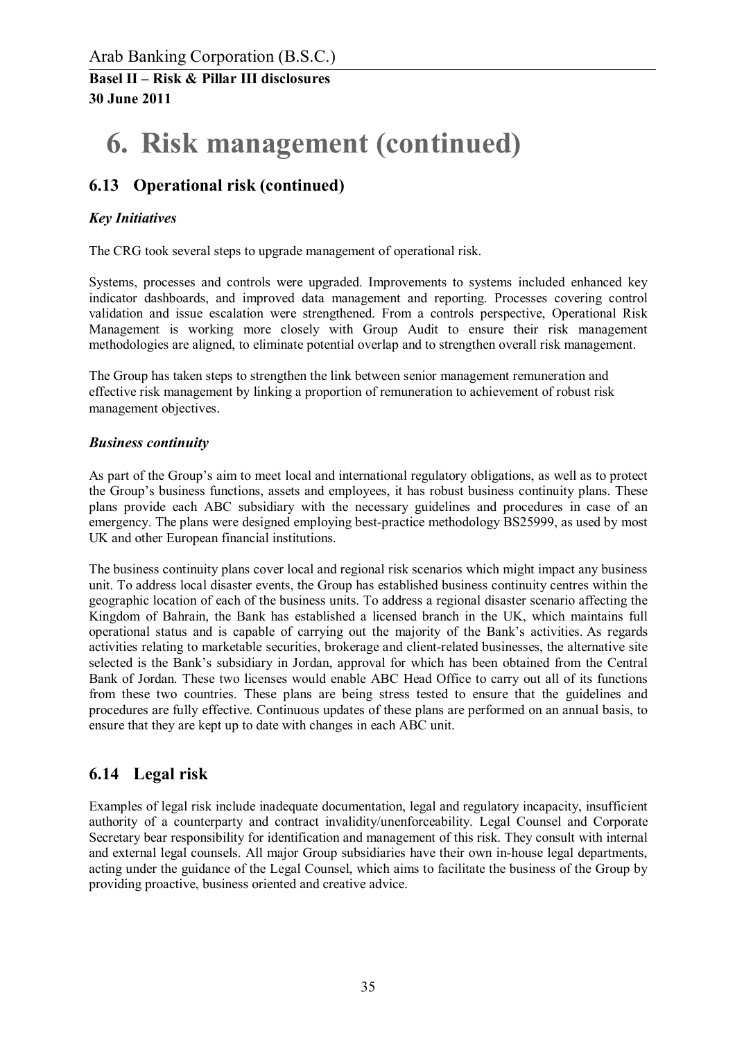# 6. Risk management (continued)

## 6.13 Operational risk (continued)

### *Key Initiatives*

The CRG took several steps to upgrade management of operational risk.

Systems, processes and controls were upgraded. Improvements to systems included enhanced key indicator dashboards, and improved data management and reporting. Processes covering control validation and issue escalation were strengthened. From a controls perspective, Operational Risk Management is working more closely with Group Audit to ensure their risk management methodologies are aligned, to eliminate potential overlap and to strengthen overall risk management.

The Group has taken steps to strengthen the link between senior management remuneration and effective risk management by linking a proportion of remuneration to achievement of robust risk management objectives.

### *Business continuity*

As part of the Group's aim to meet local and international regulatory obligations, as well as to protect the Group's business functions, assets and employees, it has robust business continuity plans. These plans provide each ABC subsidiary with the necessary guidelines and procedures in case of an emergency. The plans were designed employing best-practice methodology BS25999, as used by most UK and other European financial institutions.

The business continuity plans cover local and regional risk scenarios which might impact any business unit. To address local disaster events, the Group has established business continuity centres within the geographic location of each of the business units. To address a regional disaster scenario affecting the Kingdom of Bahrain, the Bank has established a licensed branch in the UK, which maintains full operational status and is capable of carrying out the majority of the Bank's activities. As regards activities relating to marketable securities, brokerage and client-related businesses, the alternative site selected is the Bank's subsidiary in Jordan, approval for which has been obtained from the Central Bank of Jordan. These two licenses would enable ABC Head Office to carry out all of its functions from these two countries. These plans are being stress tested to ensure that the guidelines and procedures are fully effective. Continuous updates of these plans are performed on an annual basis, to ensure that they are kept up to date with changes in each ABC unit.

## 6.14 Legal risk

Examples of legal risk include inadequate documentation, legal and regulatory incapacity, insufficient authority of a counterparty and contract invalidity/unenforceability. Legal Counsel and Corporate Secretary bear responsibility for identification and management of this risk. They consult with internal and external legal counsels. All major Group subsidiaries have their own in-house legal departments, acting under the guidance of the Legal Counsel, which aims to facilitate the business of the Group by providing proactive, business oriented and creative advice.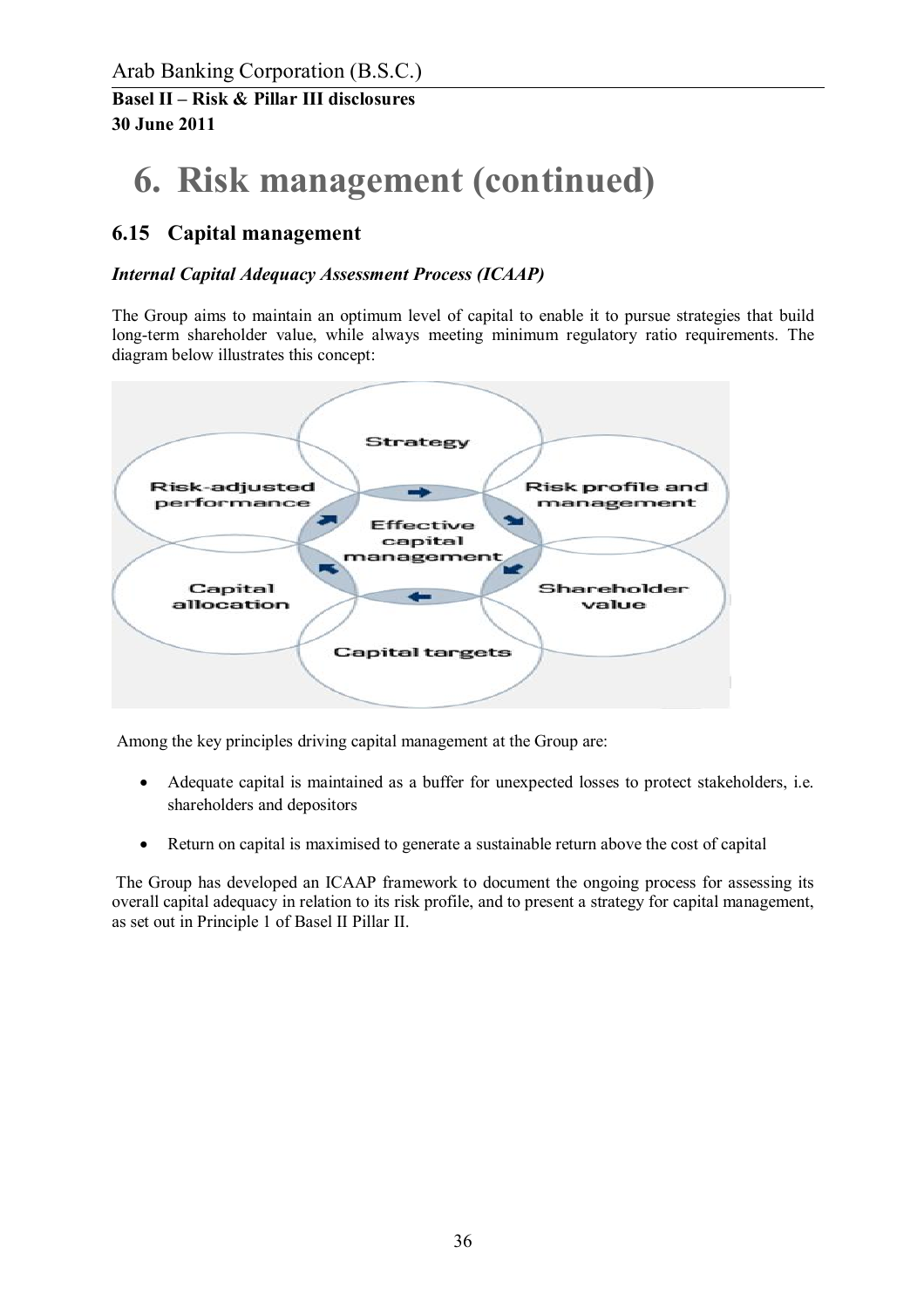# 6. Risk management (continued)

## 6.15 Capital management

### *Internal Capital Adequacy Assessment Process (ICAAP)*

The Group aims to maintain an optimum level of capital to enable it to pursue strategies that build long-term shareholder value, while always meeting minimum regulatory ratio requirements. The diagram below illustrates this concept:

Among the key principles driving capital management at the Group are:

- Adequate capital is maintained as a buffer for unexpected losses to protect stakeholders, i.e. shareholders and depositors
- Return on capital is maximised to generate a sustainable return above the cost of capital

The Group has developed an ICAAP framework to document the ongoing process for assessing its overall capital adequacy in relation to its risk profile, and to present a strategy for capital management, as set out in Principle 1 of Basel II Pillar II.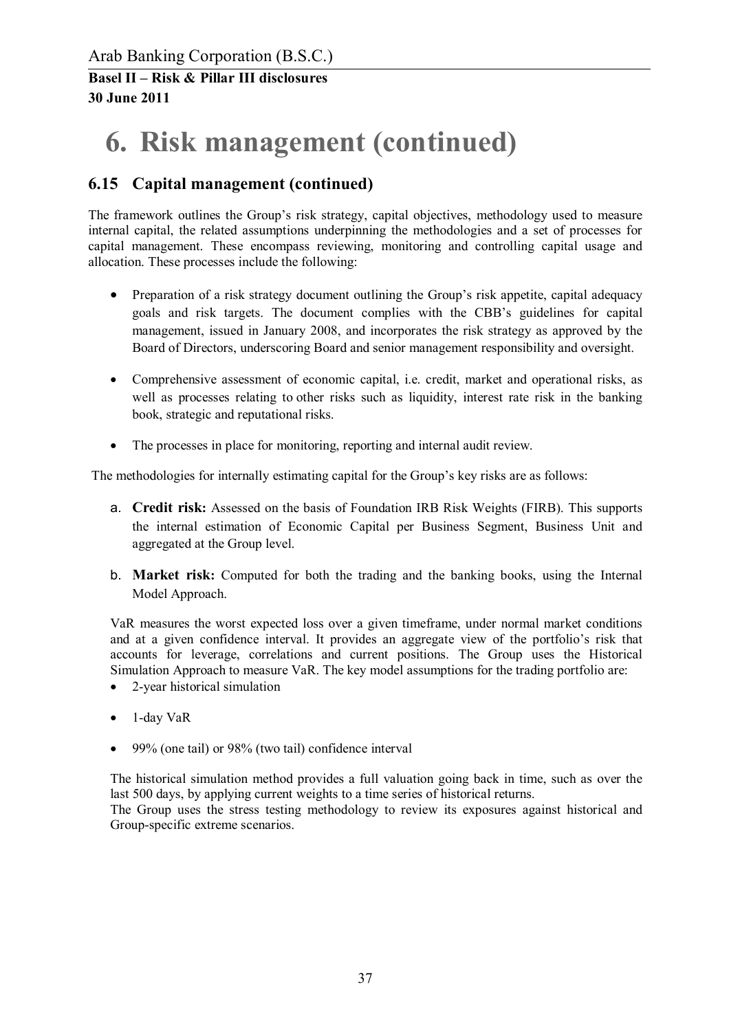# 6. Risk management (continued)

## 6.15 Capital management (continued)

The framework outlines the Group's risk strategy, capital objectives, methodology used to measure internal capital, the related assumptions underpinning the methodologies and a set of processes for capital management. These encompass reviewing, monitoring and controlling capital usage and allocation. These processes include the following:

- Preparation of a risk strategy document outlining the Group's risk appetite, capital adequacy goals and risk targets. The document complies with the CBB's guidelines for capital management, issued in January 2008, and incorporates the risk strategy as approved by the Board of Directors, underscoring Board and senior management responsibility and oversight.

- Comprehensive assessment of economic capital, i.e. credit, market and operational risks, as well as processes relating to other risks such as liquidity, interest rate risk in the banking book, strategic and reputational risks.

- The processes in place for monitoring, reporting and internal audit review.

The methodologies for internally estimating capital for the Group's key risks are as follows:

a. **Credit risk:** Assessed on the basis of Foundation IRB Risk Weights (FIRB). This supports the internal estimation of Economic Capital per Business Segment, Business Unit and aggregated at the Group level.

b. **Market risk:** Computed for both the trading and the banking books, using the Internal Model Approach.

VaR measures the worst expected loss over a given timeframe, under normal market conditions and at a given confidence interval. It provides an aggregate view of the portfolio's risk that accounts for leverage, correlations and current positions. The Group uses the Historical Simulation Approach to measure VaR. The key model assumptions for the trading portfolio are:

- 2-year historical simulation
- 1-day VaR
- 99% (one tail) or 98% (two tail) confidence interval

The historical simulation method provides a full valuation going back in time, such as over the last 500 days, by applying current weights to a time series of historical returns.

The Group uses the stress testing methodology to review its exposures against historical and Group-specific extreme scenarios.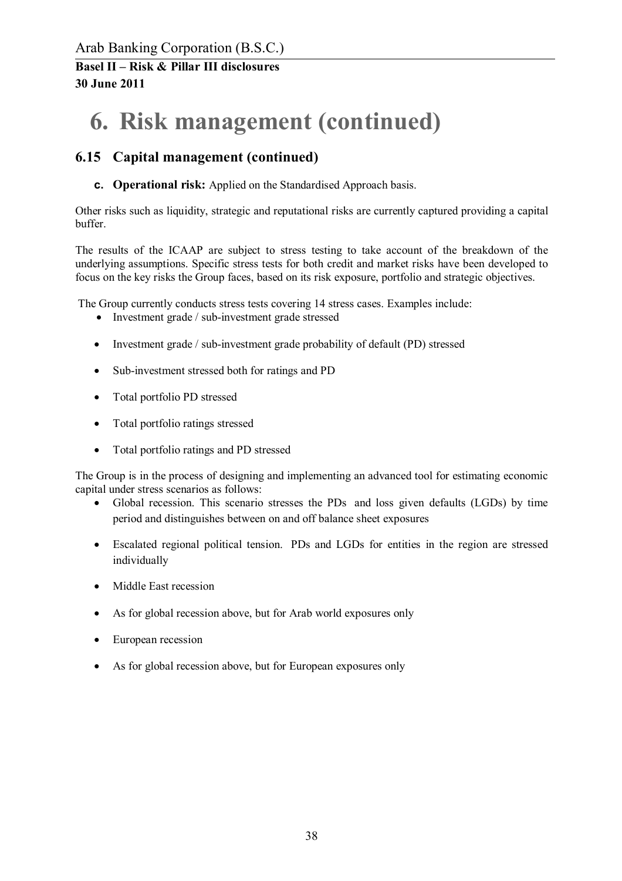# 6. Risk management (continued)

## 6.15 Capital management (continued)

**c. Operational risk:** Applied on the Standardised Approach basis.

Other risks such as liquidity, strategic and reputational risks are currently captured providing a capital buffer.

The results of the ICAAP are subject to stress testing to take account of the breakdown of the underlying assumptions. Specific stress tests for both credit and market risks have been developed to focus on the key risks the Group faces, based on its risk exposure, portfolio and strategic objectives.

The Group currently conducts stress tests covering 14 stress cases. Examples include:

- Investment grade / sub-investment grade stressed
- Investment grade / sub-investment grade probability of default (PD) stressed
- Sub-investment stressed both for ratings and PD
- Total portfolio PD stressed
- Total portfolio ratings stressed
- Total portfolio ratings and PD stressed

The Group is in the process of designing and implementing an advanced tool for estimating economic capital under stress scenarios as follows:

- Global recession. This scenario stresses the PDs and loss given defaults (LGDs) by time period and distinguishes between on and off balance sheet exposures
- Escalated regional political tension. PDs and LGDs for entities in the region are stressed individually
- Middle East recession
- As for global recession above, but for Arab world exposures only
- European recession
- As for global recession above, but for European exposures only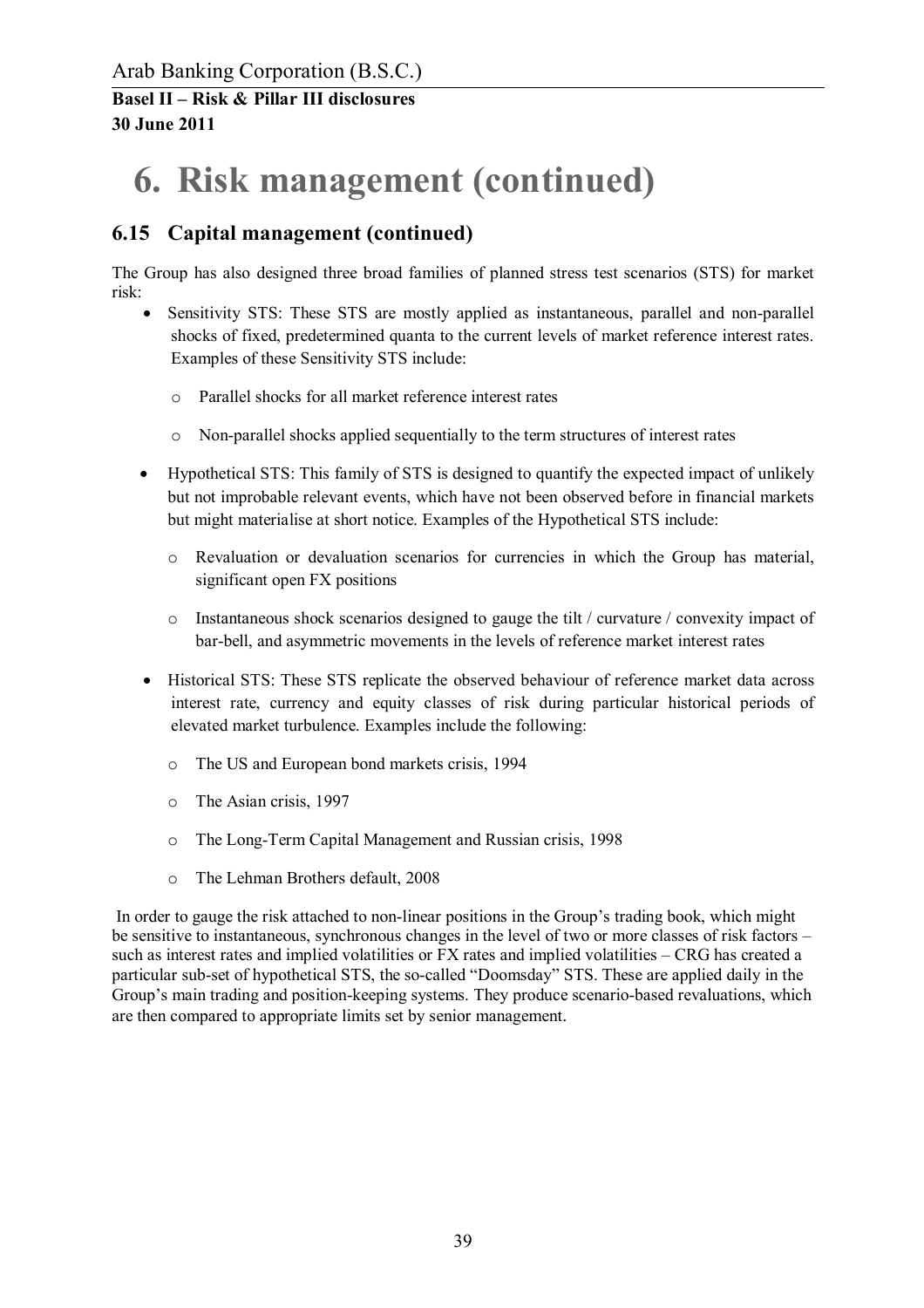# 6. Risk management (continued)

## 6.15 Capital management (continued)

The Group has also designed three broad families of planned stress test scenarios (STS) for market risk:

- Sensitivity STS: These STS are mostly applied as instantaneous, parallel and non-parallel shocks of fixed, predetermined quanta to the current levels of market reference interest rates. Examples of these Sensitivity STS include:
  - Parallel shocks for all market reference interest rates
  - Non-parallel shocks applied sequentially to the term structures of interest rates
- Hypothetical STS: This family of STS is designed to quantify the expected impact of unlikely but not improbable relevant events, which have not been observed before in financial markets but might materialise at short notice. Examples of the Hypothetical STS include:
  - Revaluation or devaluation scenarios for currencies in which the Group has material, significant open FX positions
  - Instantaneous shock scenarios designed to gauge the tilt / curvature / convexity impact of bar-bell, and asymmetric movements in the levels of reference market interest rates
- Historical STS: These STS replicate the observed behaviour of reference market data across interest rate, currency and equity classes of risk during particular historical periods of elevated market turbulence. Examples include the following:
  - The US and European bond markets crisis, 1994
  - The Asian crisis, 1997
  - The Long-Term Capital Management and Russian crisis, 1998
  - The Lehman Brothers default, 2008

In order to gauge the risk attached to non-linear positions in the Group's trading book, which might be sensitive to instantaneous, synchronous changes in the level of two or more classes of risk factors – such as interest rates and implied volatilities or FX rates and implied volatilities – CRG has created a particular sub-set of hypothetical STS, the so-called "Doomsday" STS. These are applied daily in the Group's main trading and position-keeping systems. They produce scenario-based revaluations, which are then compared to appropriate limits set by senior management.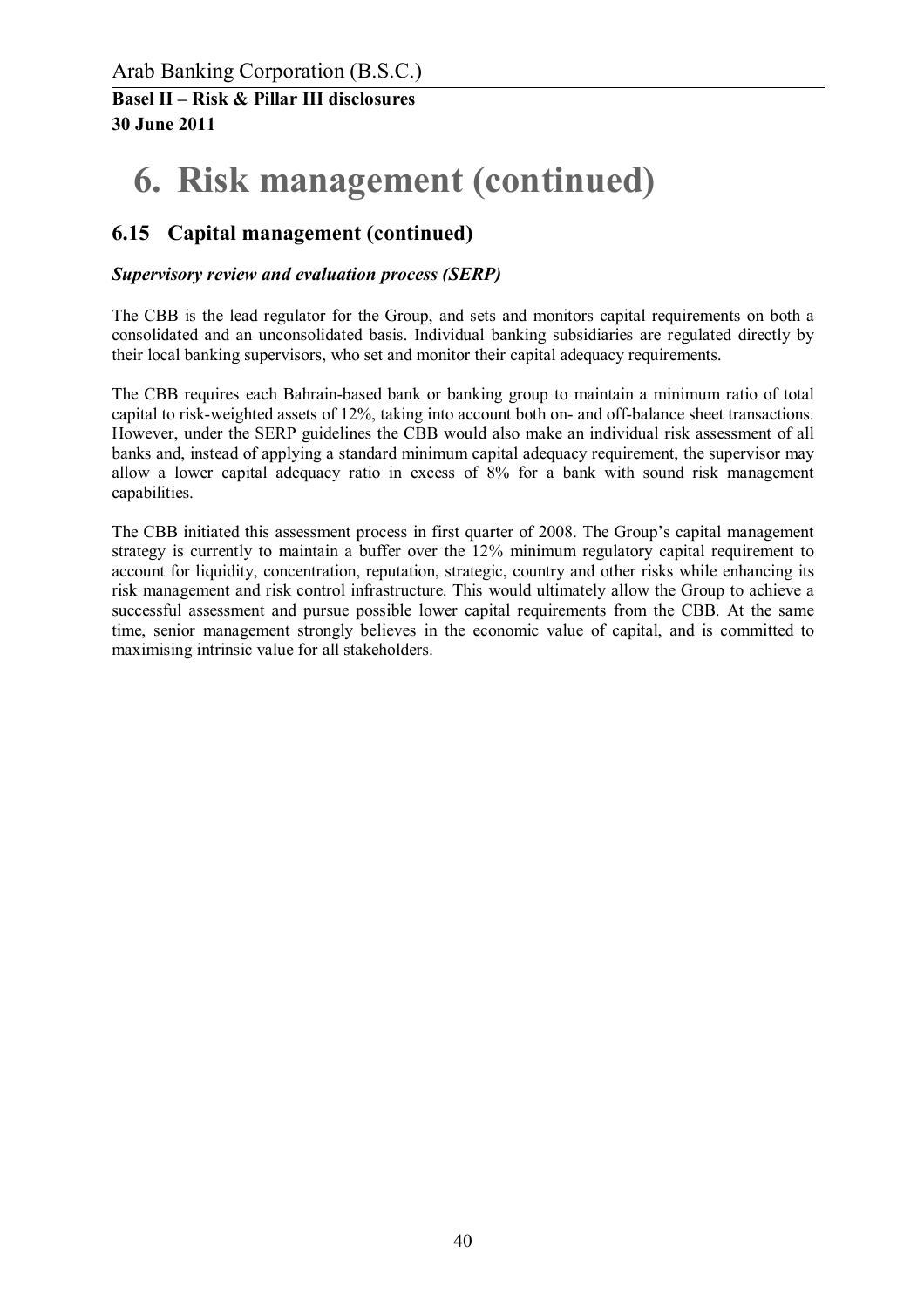# 6. Risk management (continued)

## 6.15 Capital management (continued)

### *Supervisory review and evaluation process (SERP)*

The CBB is the lead regulator for the Group, and sets and monitors capital requirements on both a consolidated and an unconsolidated basis. Individual banking subsidiaries are regulated directly by their local banking supervisors, who set and monitor their capital adequacy requirements.

The CBB requires each Bahrain-based bank or banking group to maintain a minimum ratio of total capital to risk-weighted assets of 12%, taking into account both on- and off-balance sheet transactions. However, under the SERP guidelines the CBB would also make an individual risk assessment of all banks and, instead of applying a standard minimum capital adequacy requirement, the supervisor may allow a lower capital adequacy ratio in excess of 8% for a bank with sound risk management capabilities.

The CBB initiated this assessment process in first quarter of 2008. The Group's capital management strategy is currently to maintain a buffer over the 12% minimum regulatory capital requirement to account for liquidity, concentration, reputation, strategic, country and other risks while enhancing its risk management and risk control infrastructure. This would ultimately allow the Group to achieve a successful assessment and pursue possible lower capital requirements from the CBB. At the same time, senior management strongly believes in the economic value of capital, and is committed to maximising intrinsic value for all stakeholders.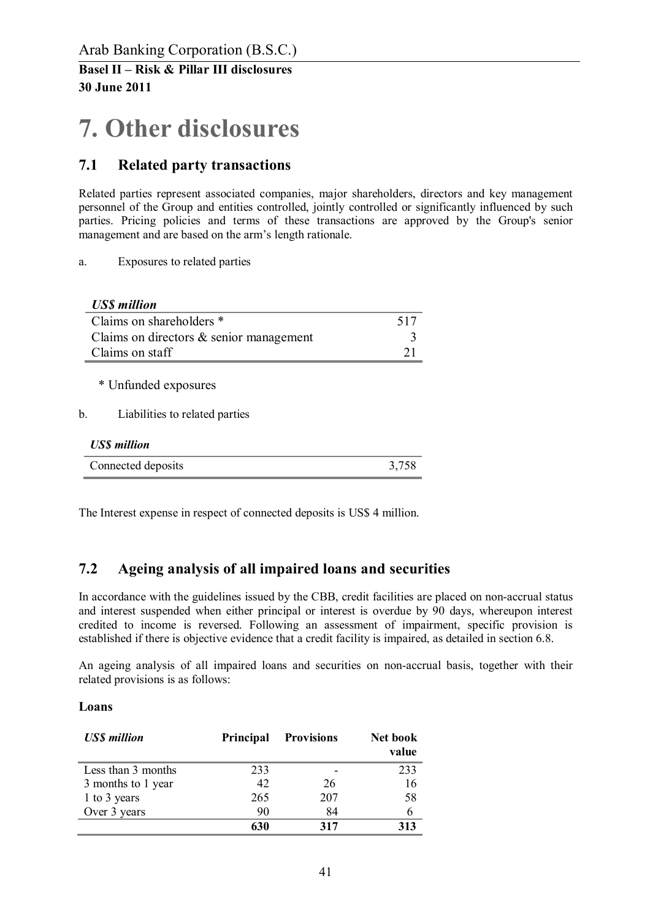# 7. Other disclosures

## 7.1 Related party transactions

Related parties represent associated companies, major shareholders, directors and key management personnel of the Group and entities controlled, jointly controlled or significantly influenced by such parties. Pricing policies and terms of these transactions are approved by the Group's senior management and are based on the arm's length rationale.

a. Exposures to related parties

| *US$ million* | |
|---|---|
| Claims on shareholders * | 517 |
| Claims on directors & senior management | 3 |
| Claims on staff | 21 |

\* Unfunded exposures

b. Liabilities to related parties

| *US$ million* | |
|---|---|
| Connected deposits | 3,758 |

The Interest expense in respect of connected deposits is US$ 4 million.

## 7.2 Ageing analysis of all impaired loans and securities

In accordance with the guidelines issued by the CBB, credit facilities are placed on non-accrual status and interest suspended when either principal or interest is overdue by 90 days, whereupon interest credited to income is reversed. Following an assessment of impairment, specific provision is established if there is objective evidence that a credit facility is impaired, as detailed in section 6.8.

An ageing analysis of all impaired loans and securities on non-accrual basis, together with their related provisions is as follows:

**Loans**

| *US$ million* | Principal | Provisions | Net book value |
|---|---|---|---|
| Less than 3 months | 233 | - | 233 |
| 3 months to 1 year | 42 | 26 | 16 |
| 1 to 3 years | 265 | 207 | 58 |
| Over 3 years | 90 | 84 | 6 |
| | **630** | **317** | **313** |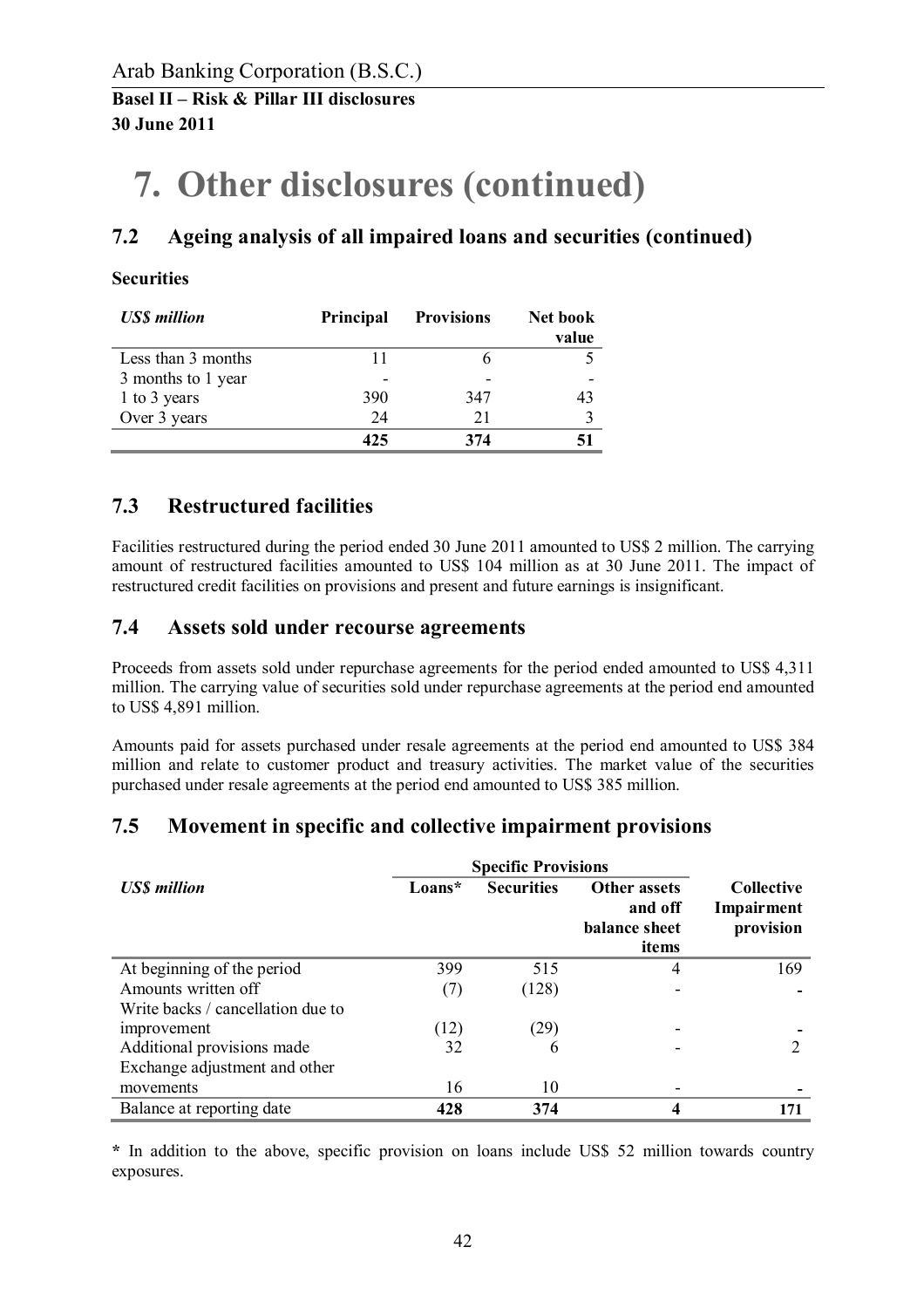# 7. Other disclosures (continued)

## 7.2 Ageing analysis of all impaired loans and securities (continued)

**Securities**

| *US$ million* | Principal | Provisions | Net book value |
|---|---|---|---|
| Less than 3 months | 11 | 6 | 5 |
| 3 months to 1 year | - | - | - |
| 1 to 3 years | 390 | 347 | 43 |
| Over 3 years | 24 | 21 | 3 |
| | **425** | **374** | **51** |

## 7.3 Restructured facilities

Facilities restructured during the period ended 30 June 2011 amounted to US$ 2 million. The carrying amount of restructured facilities amounted to US$ 104 million as at 30 June 2011. The impact of restructured credit facilities on provisions and present and future earnings is insignificant.

## 7.4 Assets sold under recourse agreements

Proceeds from assets sold under repurchase agreements for the period ended amounted to US$ 4,311 million. The carrying value of securities sold under repurchase agreements at the period end amounted to US$ 4,891 million.

Amounts paid for assets purchased under resale agreements at the period end amounted to US$ 384 million and relate to customer product and treasury activities. The market value of the securities purchased under resale agreements at the period end amounted to US$ 385 million.

## 7.5 Movement in specific and collective impairment provisions

| | Specific Provisions | | | |
|---|---|---|---|---|
| *US$ million* | Loans* | Securities | Other assets and off balance sheet items | Collective Impairment provision |
| At beginning of the period | 399 | 515 | 4 | 169 |
| Amounts written off | (7) | (128) | - | - |
| Write backs / cancellation due to improvement | (12) | (29) | - | - |
| Additional provisions made | 32 | 6 | - | 2 |
| Exchange adjustment and other movements | 16 | 10 | - | - |
| Balance at reporting date | **428** | **374** | **4** | **171** |

**\*** In addition to the above, specific provision on loans include US$ 52 million towards country exposures.